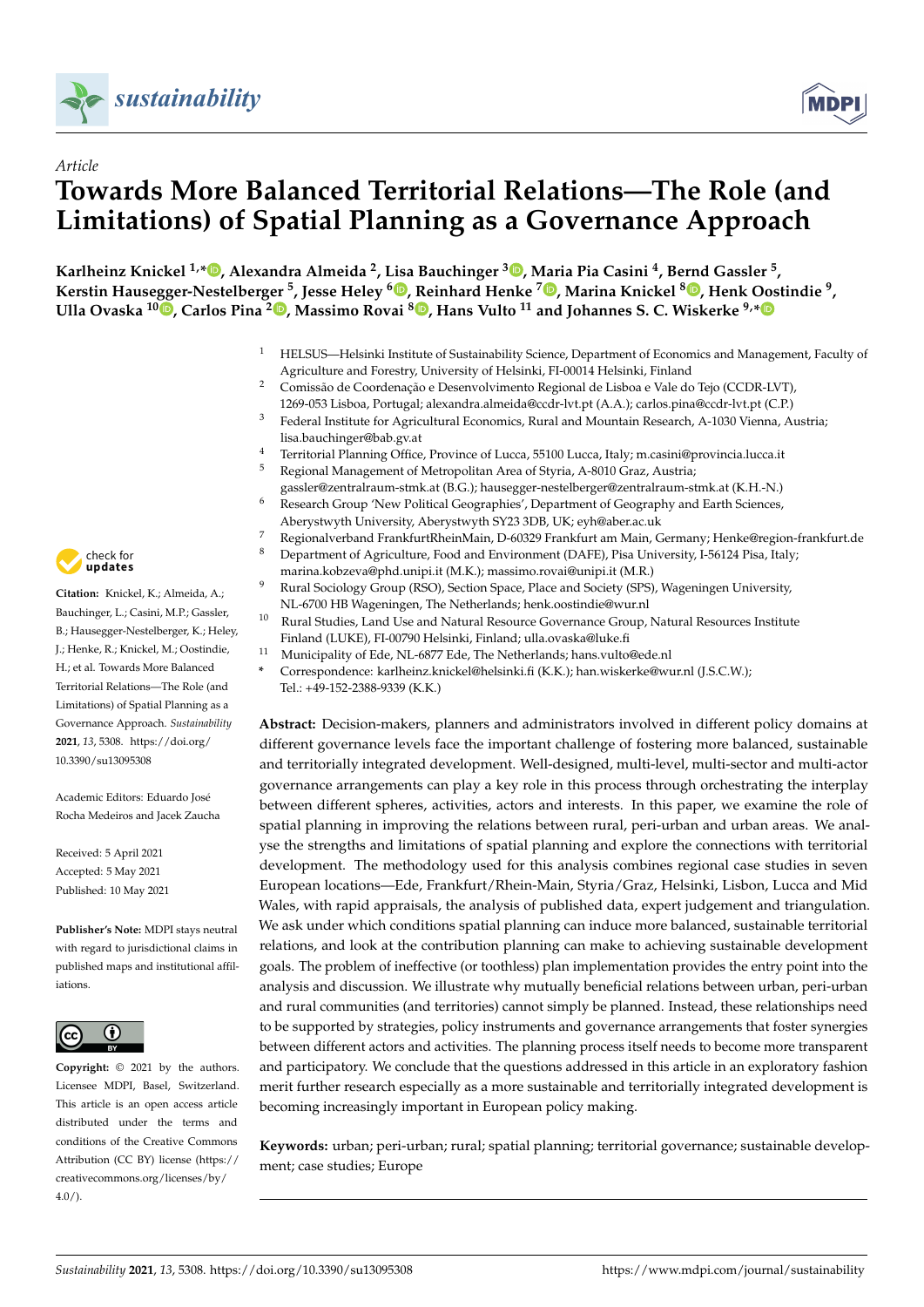*Article*

# Towards More Balanced Territorial Relations—The Role (and Limitations) of Spatial Planning as a Governance Approach

**Karlheinz Knickel [1,*], Alexandra Almeida [2], Lisa Bauchinger [3], Maria Pia Casini [4], Bernd Gassler [5], Kerstin Hausegger-Nestelberger [5], Jesse Heley [6], Reinhard Henke [7], Marina Knickel [8], Henk Oostindie [9], Ulla Ovaska [10], Carlos Pina [2], Massimo Rovai [8], Hans Vulto [11] and Johannes S. C. Wiskerke [9,*]**

[1] HELSUS—Helsinki Institute of Sustainability Science, Department of Economics and Management, Faculty of Agriculture and Forestry, University of Helsinki, FI-00014 Helsinki, Finland

[2] Comissão de Coordenação e Desenvolvimento Regional de Lisboa e Vale do Tejo (CCDR-LVT), 1269-053 Lisboa, Portugal; alexandra.almeida@ccdr-lvt.pt (A.A.); carlos.pina@ccdr-lvt.pt (C.P.)

[3] Federal Institute for Agricultural Economics, Rural and Mountain Research, A-1030 Vienna, Austria; lisa.bauchinger@bab.gv.at

[4] Territorial Planning Office, Province of Lucca, 55100 Lucca, Italy; m.casini@provincia.lucca.it

[5] Regional Management of Metropolitan Area of Styria, A-8010 Graz, Austria; gassler@zentralraum-stmk.at (B.G.); hausegger-nestelberger@zentralraum-stmk.at (K.H.-N.)

[6] Research Group 'New Political Geographies', Department of Geography and Earth Sciences, Aberystwyth University, Aberystwyth SY23 3DB, UK; eyh@aber.ac.uk

[7] Regionalverband FrankfurtRheinMain, D-60329 Frankfurt am Main, Germany; Henke@region-frankfurt.de

[8] Department of Agriculture, Food and Environment (DAFE), Pisa University, I-56124 Pisa, Italy; marina.kobzeva@phd.unipi.it (M.K.); massimo.rovai@unipi.it (M.R.)

[9] Rural Sociology Group (RSO), Section Space, Place and Society (SPS), Wageningen University, NL-6700 HB Wageningen, The Netherlands; henk.oostindie@wur.nl

[10] Rural Studies, Land Use and Natural Resource Governance Group, Natural Resources Institute Finland (LUKE), FI-00790 Helsinki, Finland; ulla.ovaska@luke.fi

[11] Municipality of Ede, NL-6877 Ede, The Netherlands; hans.vulto@ede.nl

\* Correspondence: karlheinz.knickel@helsinki.fi (K.K.); han.wiskerke@wur.nl (J.S.C.W.); Tel.: +49-152-2388-9339 (K.K.)

**Citation:** Knickel, K.; Almeida, A.; Bauchinger, L.; Casini, M.P.; Gassler, B.; Hausegger-Nestelberger, K.; Heley, J.; Henke, R.; Knickel, M.; Oostindie, H.; et al. Towards More Balanced Territorial Relations—The Role (and Limitations) of Spatial Planning as a Governance Approach. *Sustainability* **2021**, *13*, 5308. https://doi.org/10.3390/su13095308

Academic Editors: Eduardo José Rocha Medeiros and Jacek Zaucha

Received: 5 April 2021
Accepted: 5 May 2021
Published: 10 May 2021

**Publisher's Note:** MDPI stays neutral with regard to jurisdictional claims in published maps and institutional affiliations.

**Copyright:** © 2021 by the authors. Licensee MDPI, Basel, Switzerland. This article is an open access article distributed under the terms and conditions of the Creative Commons Attribution (CC BY) license (https://creativecommons.org/licenses/by/4.0/).

**Abstract:** Decision-makers, planners and administrators involved in different policy domains at different governance levels face the important challenge of fostering more balanced, sustainable and territorially integrated development. Well-designed, multi-level, multi-sector and multi-actor governance arrangements can play a key role in this process through orchestrating the interplay between different spheres, activities, actors and interests. In this paper, we examine the role of spatial planning in improving the relations between rural, peri-urban and urban areas. We analyse the strengths and limitations of spatial planning and explore the connections with territorial development. The methodology used for this analysis combines regional case studies in seven European locations—Ede, Frankfurt/Rhein-Main, Styria/Graz, Helsinki, Lisbon, Lucca and Mid Wales, with rapid appraisals, the analysis of published data, expert judgement and triangulation. We ask under which conditions spatial planning can induce more balanced, sustainable territorial relations, and look at the contribution planning can make to achieving sustainable development goals. The problem of ineffective (or toothless) plan implementation provides the entry point into the analysis and discussion. We illustrate why mutually beneficial relations between urban, peri-urban and rural communities (and territories) cannot simply be planned. Instead, these relationships need to be supported by strategies, policy instruments and governance arrangements that foster synergies between different actors and activities. The planning process itself needs to become more transparent and participatory. We conclude that the questions addressed in this article in an exploratory fashion merit further research especially as a more sustainable and territorially integrated development is becoming increasingly important in European policy making.

**Keywords:** urban; peri-urban; rural; spatial planning; territorial governance; sustainable development; case studies; Europe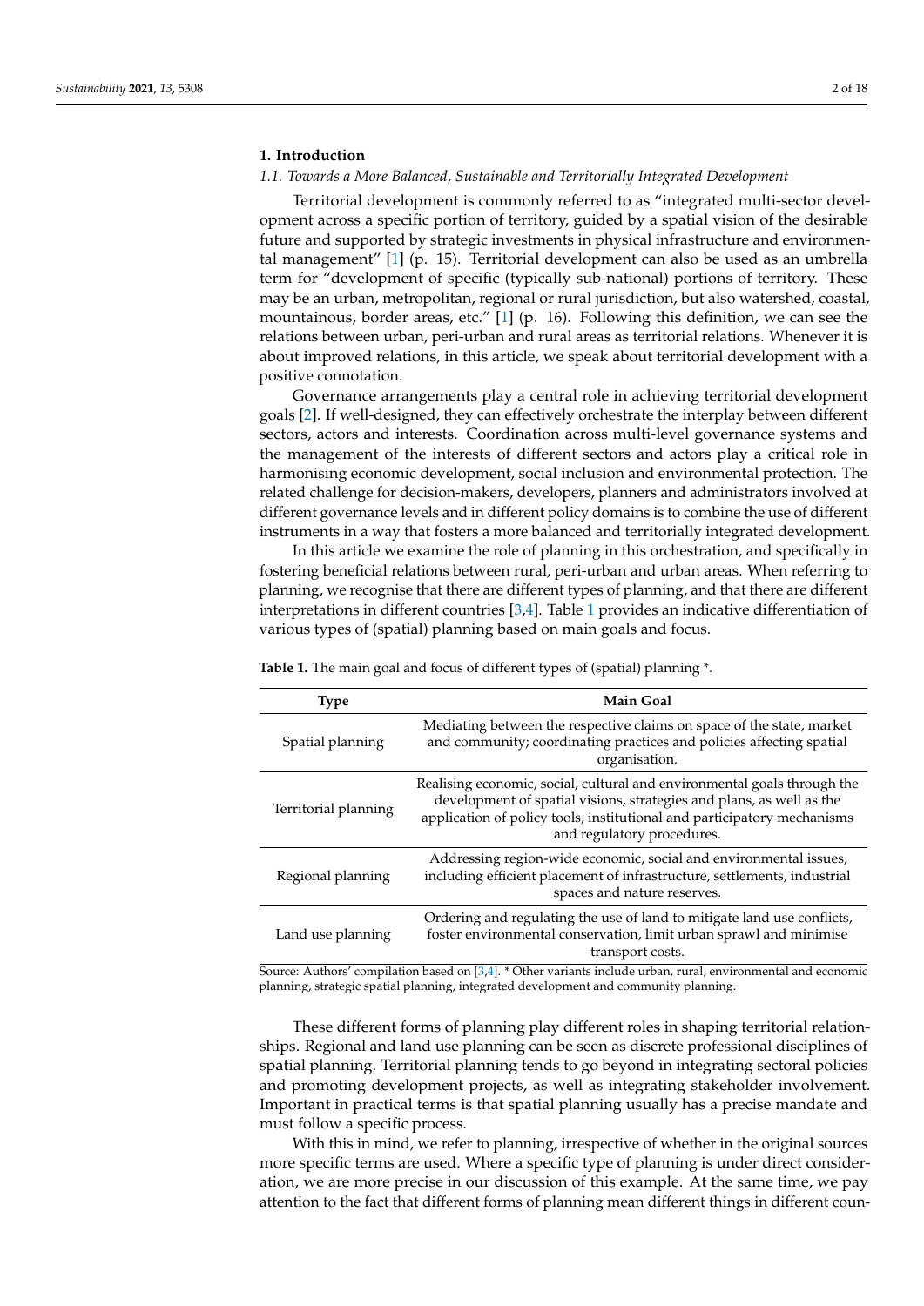## 1. Introduction

### 1.1. Towards a More Balanced, Sustainable and Territorially Integrated Development

Territorial development is commonly referred to as "integrated multi-sector development across a specific portion of territory, guided by a spatial vision of the desirable future and supported by strategic investments in physical infrastructure and environmental management" [1] (p. 15). Territorial development can also be used as an umbrella term for "development of specific (typically sub-national) portions of territory. These may be an urban, metropolitan, regional or rural jurisdiction, but also watershed, coastal, mountainous, border areas, etc." [1] (p. 16). Following this definition, we can see the relations between urban, peri-urban and rural areas as territorial relations. Whenever it is about improved relations, in this article, we speak about territorial development with a positive connotation.

Governance arrangements play a central role in achieving territorial development goals [2]. If well-designed, they can effectively orchestrate the interplay between different sectors, actors and interests. Coordination across multi-level governance systems and the management of the interests of different sectors and actors play a critical role in harmonising economic development, social inclusion and environmental protection. The related challenge for decision-makers, developers, planners and administrators involved at different governance levels and in different policy domains is to combine the use of different instruments in a way that fosters a more balanced and territorially integrated development.

In this article we examine the role of planning in this orchestration, and specifically in fostering beneficial relations between rural, peri-urban and urban areas. When referring to planning, we recognise that there are different types of planning, and that there are different interpretations in different countries [3,4]. Table 1 provides an indicative differentiation of various types of (spatial) planning based on main goals and focus.

**Table 1.** The main goal and focus of different types of (spatial) planning *.

| Type | Main Goal |
| --- | --- |
| Spatial planning | Mediating between the respective claims on space of the state, market and community; coordinating practices and policies affecting spatial organisation. |
| Territorial planning | Realising economic, social, cultural and environmental goals through the development of spatial visions, strategies and plans, as well as the application of policy tools, institutional and participatory mechanisms and regulatory procedures. |
| Regional planning | Addressing region-wide economic, social and environmental issues, including efficient placement of infrastructure, settlements, industrial spaces and nature reserves. |
| Land use planning | Ordering and regulating the use of land to mitigate land use conflicts, foster environmental conservation, limit urban sprawl and minimise transport costs. |

Source: Authors' compilation based on [3,4]. * Other variants include urban, rural, environmental and economic planning, strategic spatial planning, integrated development and community planning.

These different forms of planning play different roles in shaping territorial relationships. Regional and land use planning can be seen as discrete professional disciplines of spatial planning. Territorial planning tends to go beyond in integrating sectoral policies and promoting development projects, as well as integrating stakeholder involvement. Important in practical terms is that spatial planning usually has a precise mandate and must follow a specific process.

With this in mind, we refer to planning, irrespective of whether in the original sources more specific terms are used. Where a specific type of planning is under direct consideration, we are more precise in our discussion of this example. At the same time, we pay attention to the fact that different forms of planning mean different things in different coun-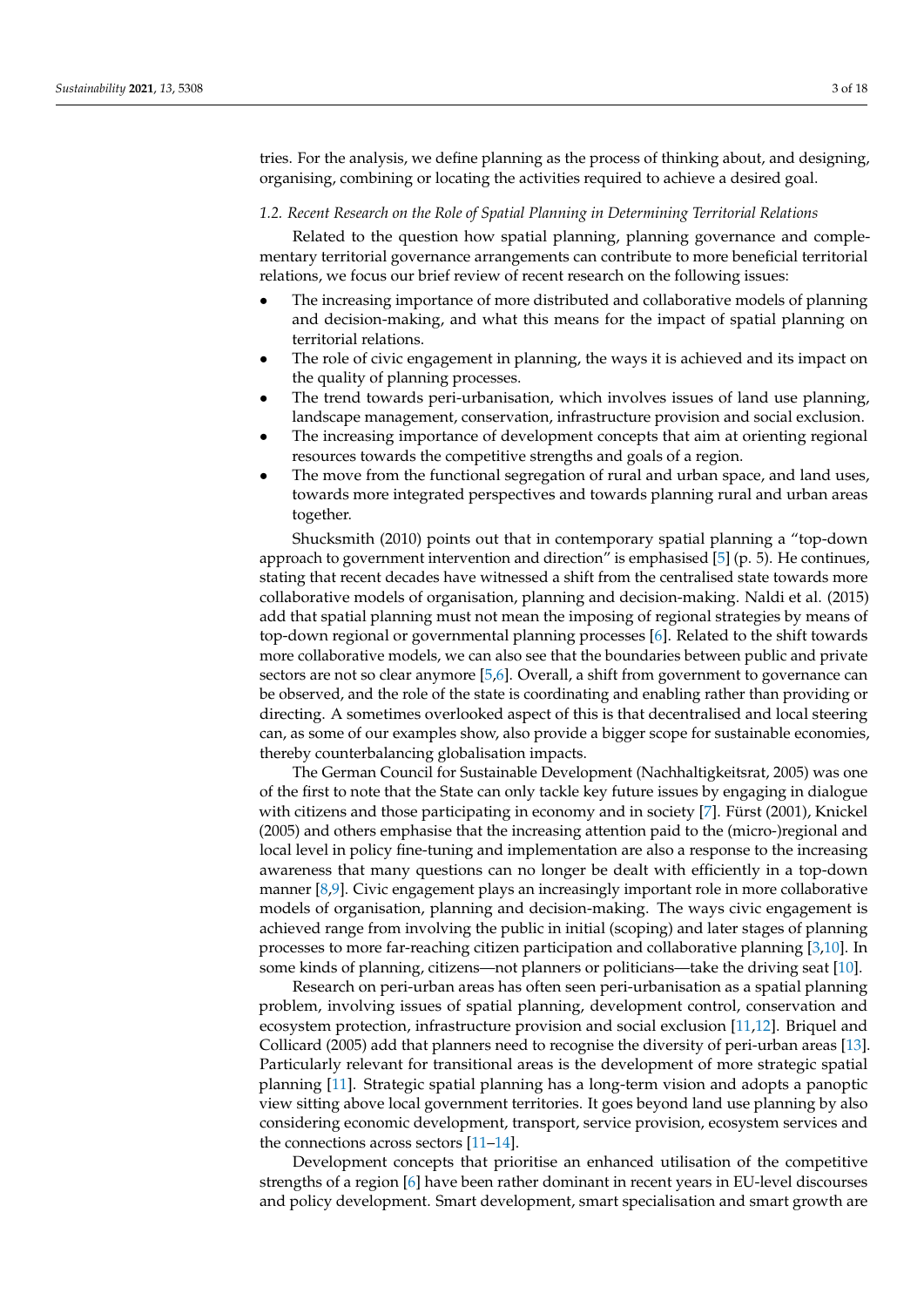tries. For the analysis, we define planning as the process of thinking about, and designing, organising, combining or locating the activities required to achieve a desired goal.

### *1.2. Recent Research on the Role of Spatial Planning in Determining Territorial Relations*

Related to the question how spatial planning, planning governance and complementary territorial governance arrangements can contribute to more beneficial territorial relations, we focus our brief review of recent research on the following issues:

- The increasing importance of more distributed and collaborative models of planning and decision-making, and what this means for the impact of spatial planning on territorial relations.
- The role of civic engagement in planning, the ways it is achieved and its impact on the quality of planning processes.
- The trend towards peri-urbanisation, which involves issues of land use planning, landscape management, conservation, infrastructure provision and social exclusion.
- The increasing importance of development concepts that aim at orienting regional resources towards the competitive strengths and goals of a region.
- The move from the functional segregation of rural and urban space, and land uses, towards more integrated perspectives and towards planning rural and urban areas together.

Shucksmith (2010) points out that in contemporary spatial planning a "top-down approach to government intervention and direction" is emphasised [5] (p. 5). He continues, stating that recent decades have witnessed a shift from the centralised state towards more collaborative models of organisation, planning and decision-making. Naldi et al. (2015) add that spatial planning must not mean the imposing of regional strategies by means of top-down regional or governmental planning processes [6]. Related to the shift towards more collaborative models, we can also see that the boundaries between public and private sectors are not so clear anymore [5,6]. Overall, a shift from government to governance can be observed, and the role of the state is coordinating and enabling rather than providing or directing. A sometimes overlooked aspect of this is that decentralised and local steering can, as some of our examples show, also provide a bigger scope for sustainable economies, thereby counterbalancing globalisation impacts.

The German Council for Sustainable Development (Nachhaltigkeitsrat, 2005) was one of the first to note that the State can only tackle key future issues by engaging in dialogue with citizens and those participating in economy and in society [7]. Fürst (2001), Knickel (2005) and others emphasise that the increasing attention paid to the (micro-)regional and local level in policy fine-tuning and implementation are also a response to the increasing awareness that many questions can no longer be dealt with efficiently in a top-down manner [8,9]. Civic engagement plays an increasingly important role in more collaborative models of organisation, planning and decision-making. The ways civic engagement is achieved range from involving the public in initial (scoping) and later stages of planning processes to more far-reaching citizen participation and collaborative planning [3,10]. In some kinds of planning, citizens—not planners or politicians—take the driving seat [10].

Research on peri-urban areas has often seen peri-urbanisation as a spatial planning problem, involving issues of spatial planning, development control, conservation and ecosystem protection, infrastructure provision and social exclusion [11,12]. Briquel and Collicard (2005) add that planners need to recognise the diversity of peri-urban areas [13]. Particularly relevant for transitional areas is the development of more strategic spatial planning [11]. Strategic spatial planning has a long-term vision and adopts a panoptic view sitting above local government territories. It goes beyond land use planning by also considering economic development, transport, service provision, ecosystem services and the connections across sectors [11–14].

Development concepts that prioritise an enhanced utilisation of the competitive strengths of a region [6] have been rather dominant in recent years in EU-level discourses and policy development. Smart development, smart specialisation and smart growth are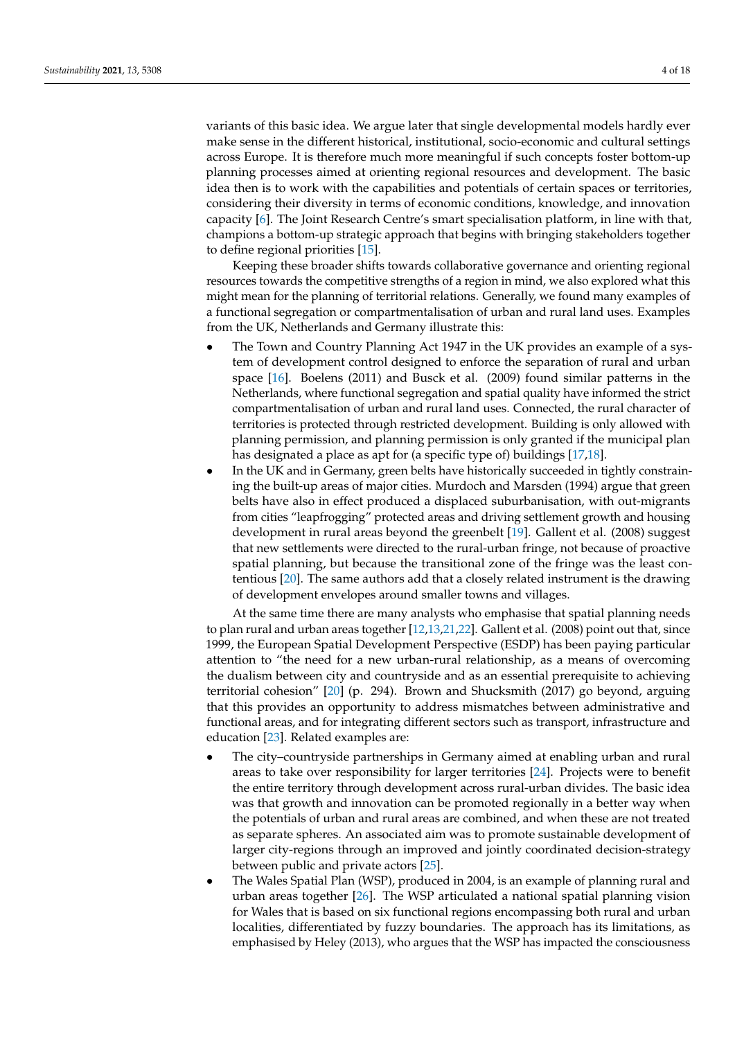variants of this basic idea. We argue later that single developmental models hardly ever make sense in the different historical, institutional, socio-economic and cultural settings across Europe. It is therefore much more meaningful if such concepts foster bottom-up planning processes aimed at orienting regional resources and development. The basic idea then is to work with the capabilities and potentials of certain spaces or territories, considering their diversity in terms of economic conditions, knowledge, and innovation capacity [6]. The Joint Research Centre's smart specialisation platform, in line with that, champions a bottom-up strategic approach that begins with bringing stakeholders together to define regional priorities [15].

Keeping these broader shifts towards collaborative governance and orienting regional resources towards the competitive strengths of a region in mind, we also explored what this might mean for the planning of territorial relations. Generally, we found many examples of a functional segregation or compartmentalisation of urban and rural land uses. Examples from the UK, Netherlands and Germany illustrate this:

- The Town and Country Planning Act 1947 in the UK provides an example of a system of development control designed to enforce the separation of rural and urban space [16]. Boelens (2011) and Busck et al. (2009) found similar patterns in the Netherlands, where functional segregation and spatial quality have informed the strict compartmentalisation of urban and rural land uses. Connected, the rural character of territories is protected through restricted development. Building is only allowed with planning permission, and planning permission is only granted if the municipal plan has designated a place as apt for (a specific type of) buildings [17,18].
- In the UK and in Germany, green belts have historically succeeded in tightly constraining the built-up areas of major cities. Murdoch and Marsden (1994) argue that green belts have also in effect produced a displaced suburbanisation, with out-migrants from cities "leapfrogging" protected areas and driving settlement growth and housing development in rural areas beyond the greenbelt [19]. Gallent et al. (2008) suggest that new settlements were directed to the rural-urban fringe, not because of proactive spatial planning, but because the transitional zone of the fringe was the least contentious [20]. The same authors add that a closely related instrument is the drawing of development envelopes around smaller towns and villages.

At the same time there are many analysts who emphasise that spatial planning needs to plan rural and urban areas together [12,13,21,22]. Gallent et al. (2008) point out that, since 1999, the European Spatial Development Perspective (ESDP) has been paying particular attention to "the need for a new urban-rural relationship, as a means of overcoming the dualism between city and countryside and as an essential prerequisite to achieving territorial cohesion" [20] (p. 294). Brown and Shucksmith (2017) go beyond, arguing that this provides an opportunity to address mismatches between administrative and functional areas, and for integrating different sectors such as transport, infrastructure and education [23]. Related examples are:

- The city–countryside partnerships in Germany aimed at enabling urban and rural areas to take over responsibility for larger territories [24]. Projects were to benefit the entire territory through development across rural-urban divides. The basic idea was that growth and innovation can be promoted regionally in a better way when the potentials of urban and rural areas are combined, and when these are not treated as separate spheres. An associated aim was to promote sustainable development of larger city-regions through an improved and jointly coordinated decision-strategy between public and private actors [25].
- The Wales Spatial Plan (WSP), produced in 2004, is an example of planning rural and urban areas together [26]. The WSP articulated a national spatial planning vision for Wales that is based on six functional regions encompassing both rural and urban localities, differentiated by fuzzy boundaries. The approach has its limitations, as emphasised by Heley (2013), who argues that the WSP has impacted the consciousness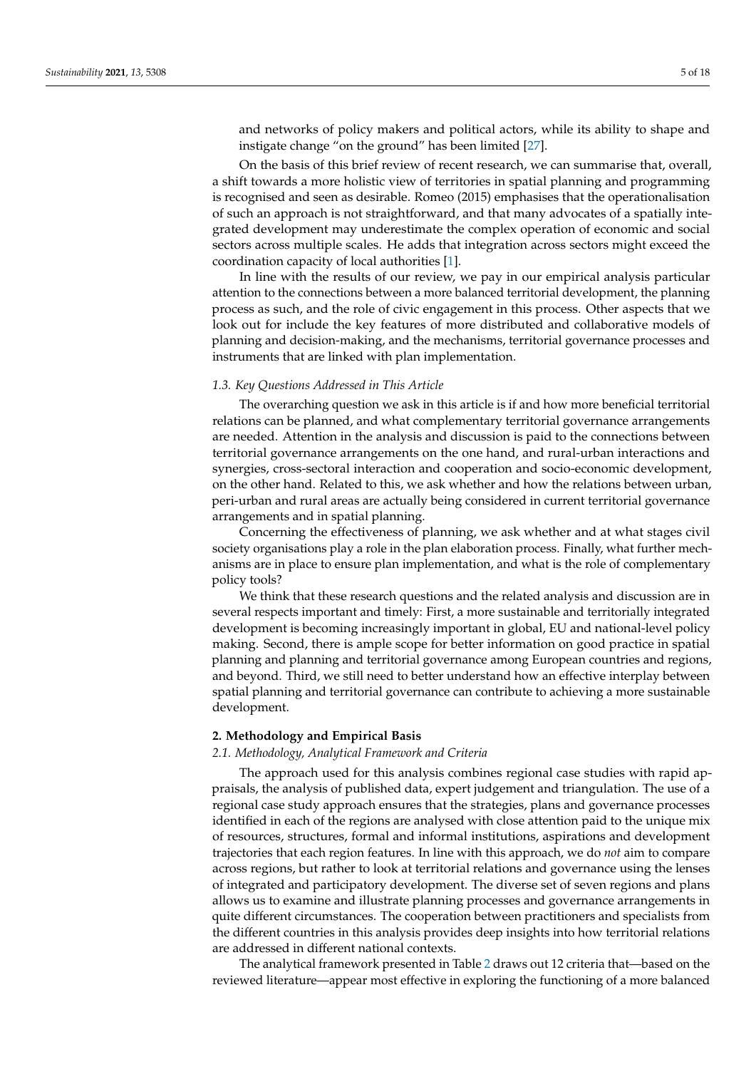and networks of policy makers and political actors, while its ability to shape and instigate change "on the ground" has been limited [27].

On the basis of this brief review of recent research, we can summarise that, overall, a shift towards a more holistic view of territories in spatial planning and programming is recognised and seen as desirable. Romeo (2015) emphasises that the operationalisation of such an approach is not straightforward, and that many advocates of a spatially integrated development may underestimate the complex operation of economic and social sectors across multiple scales. He adds that integration across sectors might exceed the coordination capacity of local authorities [1].

In line with the results of our review, we pay in our empirical analysis particular attention to the connections between a more balanced territorial development, the planning process as such, and the role of civic engagement in this process. Other aspects that we look out for include the key features of more distributed and collaborative models of planning and decision-making, and the mechanisms, territorial governance processes and instruments that are linked with plan implementation.

### *1.3. Key Questions Addressed in This Article*

The overarching question we ask in this article is if and how more beneficial territorial relations can be planned, and what complementary territorial governance arrangements are needed. Attention in the analysis and discussion is paid to the connections between territorial governance arrangements on the one hand, and rural-urban interactions and synergies, cross-sectoral interaction and cooperation and socio-economic development, on the other hand. Related to this, we ask whether and how the relations between urban, peri-urban and rural areas are actually being considered in current territorial governance arrangements and in spatial planning.

Concerning the effectiveness of planning, we ask whether and at what stages civil society organisations play a role in the plan elaboration process. Finally, what further mechanisms are in place to ensure plan implementation, and what is the role of complementary policy tools?

We think that these research questions and the related analysis and discussion are in several respects important and timely: First, a more sustainable and territorially integrated development is becoming increasingly important in global, EU and national-level policy making. Second, there is ample scope for better information on good practice in spatial planning and planning and territorial governance among European countries and regions, and beyond. Third, we still need to better understand how an effective interplay between spatial planning and territorial governance can contribute to achieving a more sustainable development.

## **2. Methodology and Empirical Basis**

### *2.1. Methodology, Analytical Framework and Criteria*

The approach used for this analysis combines regional case studies with rapid appraisals, the analysis of published data, expert judgement and triangulation. The use of a regional case study approach ensures that the strategies, plans and governance processes identified in each of the regions are analysed with close attention paid to the unique mix of resources, structures, formal and informal institutions, aspirations and development trajectories that each region features. In line with this approach, we do *not* aim to compare across regions, but rather to look at territorial relations and governance using the lenses of integrated and participatory development. The diverse set of seven regions and plans allows us to examine and illustrate planning processes and governance arrangements in quite different circumstances. The cooperation between practitioners and specialists from the different countries in this analysis provides deep insights into how territorial relations are addressed in different national contexts.

The analytical framework presented in Table 2 draws out 12 criteria that—based on the reviewed literature—appear most effective in exploring the functioning of a more balanced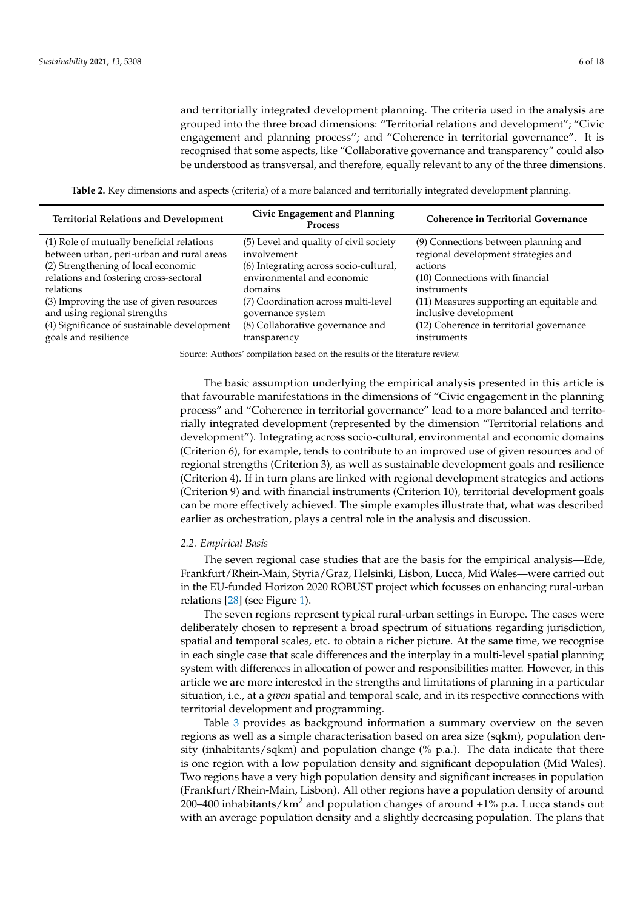and territorially integrated development planning. The criteria used in the analysis are grouped into the three broad dimensions: "Territorial relations and development"; "Civic engagement and planning process"; and "Coherence in territorial governance". It is recognised that some aspects, like "Collaborative governance and transparency" could also be understood as transversal, and therefore, equally relevant to any of the three dimensions.

**Table 2.** Key dimensions and aspects (criteria) of a more balanced and territorially integrated development planning.

| Territorial Relations and Development | Civic Engagement and Planning Process | Coherence in Territorial Governance |
|---|---|---|
| (1) Role of mutually beneficial relations between urban, peri-urban and rural areas<br>(2) Strengthening of local economic relations and fostering cross-sectoral relations<br>(3) Improving the use of given resources and using regional strengths<br>(4) Significance of sustainable development goals and resilience | (5) Level and quality of civil society involvement<br>(6) Integrating across socio-cultural, environmental and economic domains<br>(7) Coordination across multi-level governance system<br>(8) Collaborative governance and transparency | (9) Connections between planning and regional development strategies and actions<br>(10) Connections with financial instruments<br>(11) Measures supporting an equitable and inclusive development<br>(12) Coherence in territorial governance instruments |

Source: Authors' compilation based on the results of the literature review.

The basic assumption underlying the empirical analysis presented in this article is that favourable manifestations in the dimensions of "Civic engagement in the planning process" and "Coherence in territorial governance" lead to a more balanced and territorially integrated development (represented by the dimension "Territorial relations and development"). Integrating across socio-cultural, environmental and economic domains (Criterion 6), for example, tends to contribute to an improved use of given resources and of regional strengths (Criterion 3), as well as sustainable development goals and resilience (Criterion 4). If in turn plans are linked with regional development strategies and actions (Criterion 9) and with financial instruments (Criterion 10), territorial development goals can be more effectively achieved. The simple examples illustrate that, what was described earlier as orchestration, plays a central role in the analysis and discussion.

### 2.2. Empirical Basis

The seven regional case studies that are the basis for the empirical analysis—Ede, Frankfurt/Rhein-Main, Styria/Graz, Helsinki, Lisbon, Lucca, Mid Wales—were carried out in the EU-funded Horizon 2020 ROBUST project which focusses on enhancing rural-urban relations [28] (see Figure 1).

The seven regions represent typical rural-urban settings in Europe. The cases were deliberately chosen to represent a broad spectrum of situations regarding jurisdiction, spatial and temporal scales, etc. to obtain a richer picture. At the same time, we recognise in each single case that scale differences and the interplay in a multi-level spatial planning system with differences in allocation of power and responsibilities matter. However, in this article we are more interested in the strengths and limitations of planning in a particular situation, i.e., at a *given* spatial and temporal scale, and in its respective connections with territorial development and programming.

Table 3 provides as background information a summary overview on the seven regions as well as a simple characterisation based on area size (sqkm), population density (inhabitants/sqkm) and population change (% p.a.). The data indicate that there is one region with a low population density and significant depopulation (Mid Wales). Two regions have a very high population density and significant increases in population (Frankfurt/Rhein-Main, Lisbon). All other regions have a population density of around 200–400 inhabitants/km$^2$ and population changes of around +1% p.a. Lucca stands out with an average population density and a slightly decreasing population. The plans that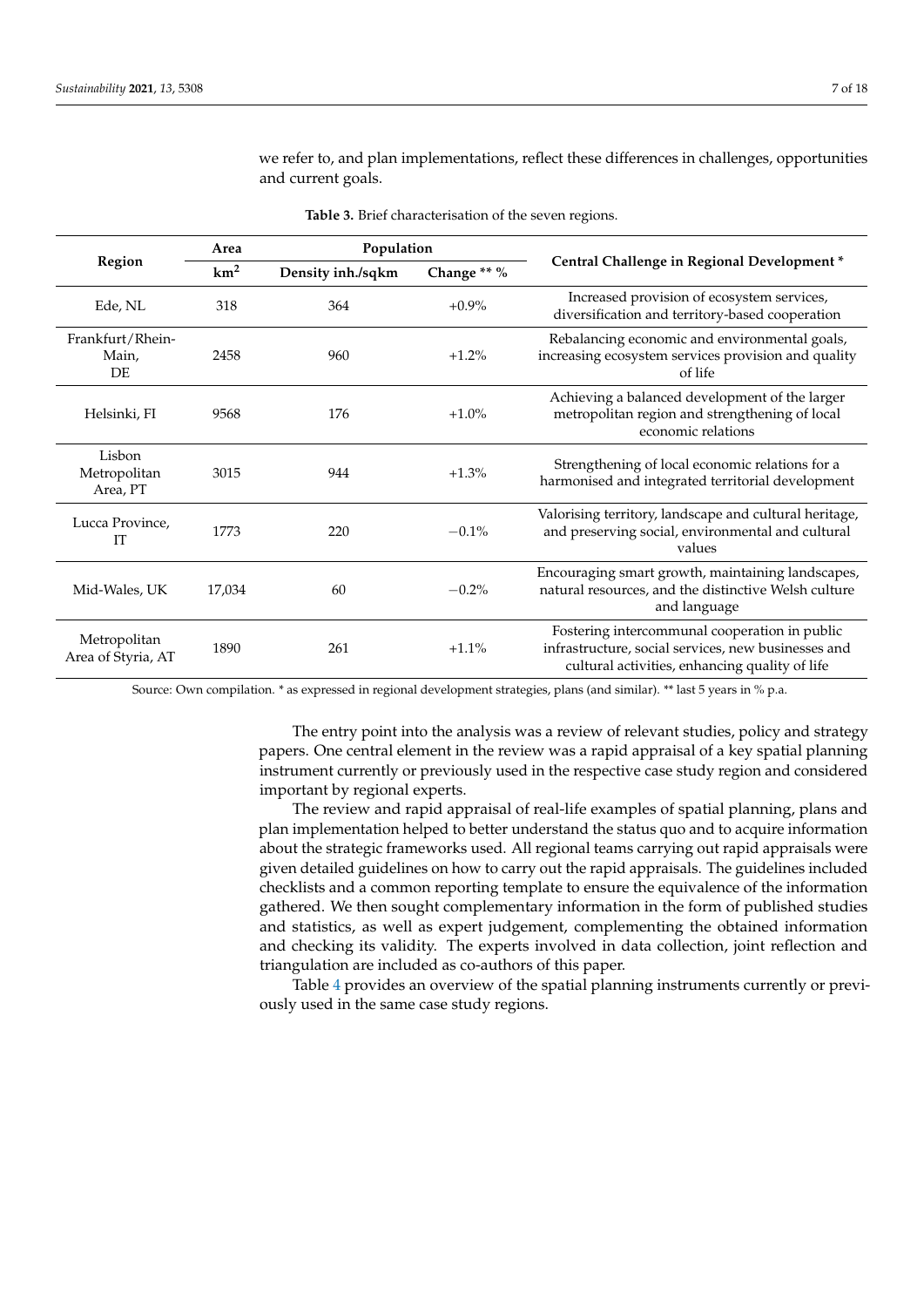we refer to, and plan implementations, reflect these differences in challenges, opportunities and current goals.

**Table 3.** Brief characterisation of the seven regions.

| Region | Area | Population | | Central Challenge in Regional Development * |
|---|---|---|---|---|
| | km$^2$ | Density inh./sqkm | Change ** % | |
| Ede, NL | 318 | 364 | +0.9% | Increased provision of ecosystem services, diversification and territory-based cooperation |
| Frankfurt/Rhein-Main, DE | 2458 | 960 | +1.2% | Rebalancing economic and environmental goals, increasing ecosystem services provision and quality of life |
| Helsinki, FI | 9568 | 176 | +1.0% | Achieving a balanced development of the larger metropolitan region and strengthening of local economic relations |
| Lisbon Metropolitan Area, PT | 3015 | 944 | +1.3% | Strengthening of local economic relations for a harmonised and integrated territorial development |
| Lucca Province, IT | 1773 | 220 | −0.1% | Valorising territory, landscape and cultural heritage, and preserving social, environmental and cultural values |
| Mid-Wales, UK | 17,034 | 60 | −0.2% | Encouraging smart growth, maintaining landscapes, natural resources, and the distinctive Welsh culture and language |
| Metropolitan Area of Styria, AT | 1890 | 261 | +1.1% | Fostering intercommunal cooperation in public infrastructure, social services, new businesses and cultural activities, enhancing quality of life |

Source: Own compilation. * as expressed in regional development strategies, plans (and similar). ** last 5 years in % p.a.

The entry point into the analysis was a review of relevant studies, policy and strategy papers. One central element in the review was a rapid appraisal of a key spatial planning instrument currently or previously used in the respective case study region and considered important by regional experts.

The review and rapid appraisal of real-life examples of spatial planning, plans and plan implementation helped to better understand the status quo and to acquire information about the strategic frameworks used. All regional teams carrying out rapid appraisals were given detailed guidelines on how to carry out the rapid appraisals. The guidelines included checklists and a common reporting template to ensure the equivalence of the information gathered. We then sought complementary information in the form of published studies and statistics, as well as expert judgement, complementing the obtained information and checking its validity. The experts involved in data collection, joint reflection and triangulation are included as co-authors of this paper.

Table 4 provides an overview of the spatial planning instruments currently or previously used in the same case study regions.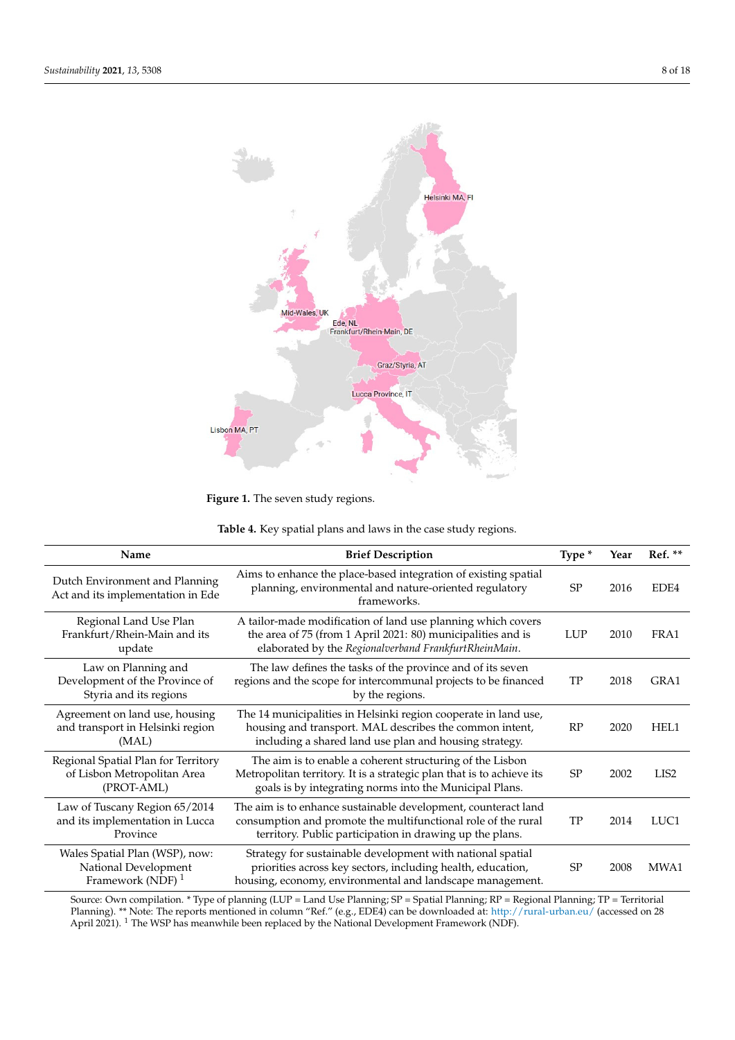**Figure 1.** The seven study regions.

**Table 4.** Key spatial plans and laws in the case study regions.

| Name | Brief Description | Type * | Year | Ref. ** |
|---|---|---|---|---|
| Dutch Environment and Planning Act and its implementation in Ede | Aims to enhance the place-based integration of existing spatial planning, environmental and nature-oriented regulatory frameworks. | SP | 2016 | EDE4 |
| Regional Land Use Plan Frankfurt/Rhein-Main and its update | A tailor-made modification of land use planning which covers the area of 75 (from 1 April 2021: 80) municipalities and is elaborated by the *Regionalverband FrankfurtRheinMain*. | LUP | 2010 | FRA1 |
| Law on Planning and Development of the Province of Styria and its regions | The law defines the tasks of the province and of its seven regions and the scope for intercommunal projects to be financed by the regions. | TP | 2018 | GRA1 |
| Agreement on land use, housing and transport in Helsinki region (MAL) | The 14 municipalities in Helsinki region cooperate in land use, housing and transport. MAL describes the common intent, including a shared land use plan and housing strategy. | RP | 2020 | HEL1 |
| Regional Spatial Plan for Territory of Lisbon Metropolitan Area (PROT-AML) | The aim is to enable a coherent structuring of the Lisbon Metropolitan territory. It is a strategic plan that is to achieve its goals is by integrating norms into the Municipal Plans. | SP | 2002 | LIS2 |
| Law of Tuscany Region 65/2014 and its implementation in Lucca Province | The aim is to enhance sustainable development, counteract land consumption and promote the multifunctional role of the rural territory. Public participation in drawing up the plans. | TP | 2014 | LUC1 |
| Wales Spatial Plan (WSP), now: National Development Framework (NDF) [1] | Strategy for sustainable development with national spatial priorities across key sectors, including health, education, housing, economy, environmental and landscape management. | SP | 2008 | MWA1 |

Source: Own compilation. * Type of planning (LUP = Land Use Planning; SP = Spatial Planning; RP = Regional Planning; TP = Territorial Planning). ** Note: The reports mentioned in column "Ref." (e.g., EDE4) can be downloaded at: http://rural-urban.eu/ (accessed on 28 April 2021). [1] The WSP has meanwhile been replaced by the National Development Framework (NDF).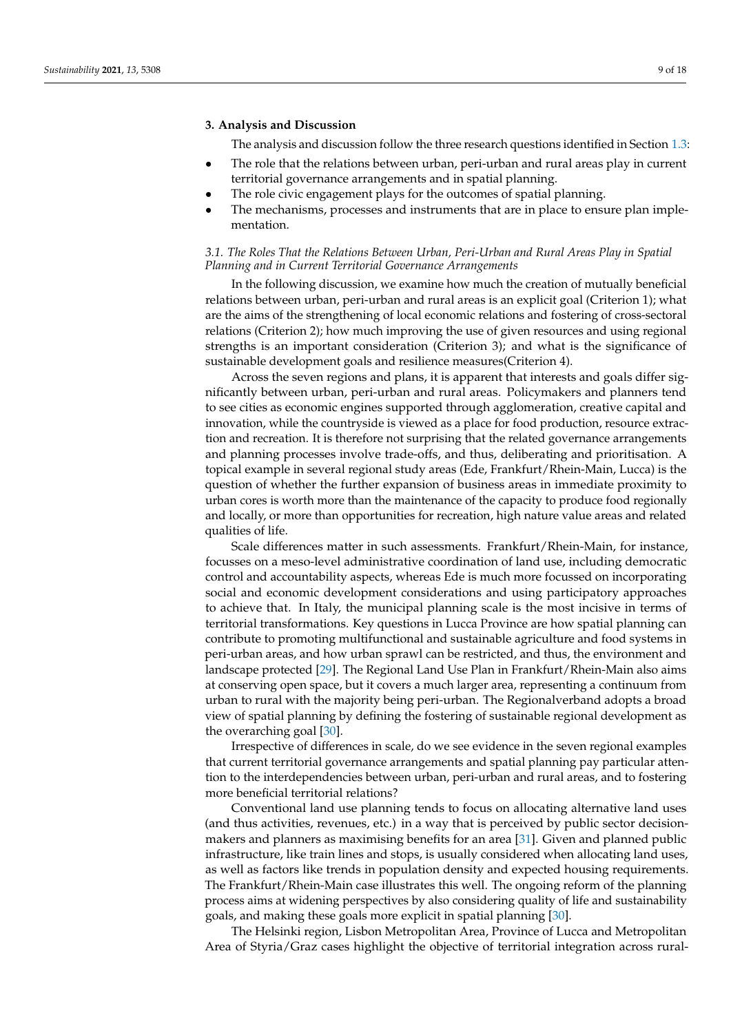## 3. Analysis and Discussion

The analysis and discussion follow the three research questions identified in Section 1.3:

- The role that the relations between urban, peri-urban and rural areas play in current territorial governance arrangements and in spatial planning.
- The role civic engagement plays for the outcomes of spatial planning.
- The mechanisms, processes and instruments that are in place to ensure plan implementation.

### *3.1. The Roles That the Relations Between Urban, Peri-Urban and Rural Areas Play in Spatial Planning and in Current Territorial Governance Arrangements*

In the following discussion, we examine how much the creation of mutually beneficial relations between urban, peri-urban and rural areas is an explicit goal (Criterion 1); what are the aims of the strengthening of local economic relations and fostering of cross-sectoral relations (Criterion 2); how much improving the use of given resources and using regional strengths is an important consideration (Criterion 3); and what is the significance of sustainable development goals and resilience measures(Criterion 4).

Across the seven regions and plans, it is apparent that interests and goals differ significantly between urban, peri-urban and rural areas. Policymakers and planners tend to see cities as economic engines supported through agglomeration, creative capital and innovation, while the countryside is viewed as a place for food production, resource extraction and recreation. It is therefore not surprising that the related governance arrangements and planning processes involve trade-offs, and thus, deliberating and prioritisation. A topical example in several regional study areas (Ede, Frankfurt/Rhein-Main, Lucca) is the question of whether the further expansion of business areas in immediate proximity to urban cores is worth more than the maintenance of the capacity to produce food regionally and locally, or more than opportunities for recreation, high nature value areas and related qualities of life.

Scale differences matter in such assessments. Frankfurt/Rhein-Main, for instance, focusses on a meso-level administrative coordination of land use, including democratic control and accountability aspects, whereas Ede is much more focussed on incorporating social and economic development considerations and using participatory approaches to achieve that. In Italy, the municipal planning scale is the most incisive in terms of territorial transformations. Key questions in Lucca Province are how spatial planning can contribute to promoting multifunctional and sustainable agriculture and food systems in peri-urban areas, and how urban sprawl can be restricted, and thus, the environment and landscape protected [29]. The Regional Land Use Plan in Frankfurt/Rhein-Main also aims at conserving open space, but it covers a much larger area, representing a continuum from urban to rural with the majority being peri-urban. The Regionalverband adopts a broad view of spatial planning by defining the fostering of sustainable regional development as the overarching goal [30].

Irrespective of differences in scale, do we see evidence in the seven regional examples that current territorial governance arrangements and spatial planning pay particular attention to the interdependencies between urban, peri-urban and rural areas, and to fostering more beneficial territorial relations?

Conventional land use planning tends to focus on allocating alternative land uses (and thus activities, revenues, etc.) in a way that is perceived by public sector decision-makers and planners as maximising benefits for an area [31]. Given and planned public infrastructure, like train lines and stops, is usually considered when allocating land uses, as well as factors like trends in population density and expected housing requirements. The Frankfurt/Rhein-Main case illustrates this well. The ongoing reform of the planning process aims at widening perspectives by also considering quality of life and sustainability goals, and making these goals more explicit in spatial planning [30].

The Helsinki region, Lisbon Metropolitan Area, Province of Lucca and Metropolitan Area of Styria/Graz cases highlight the objective of territorial integration across rural-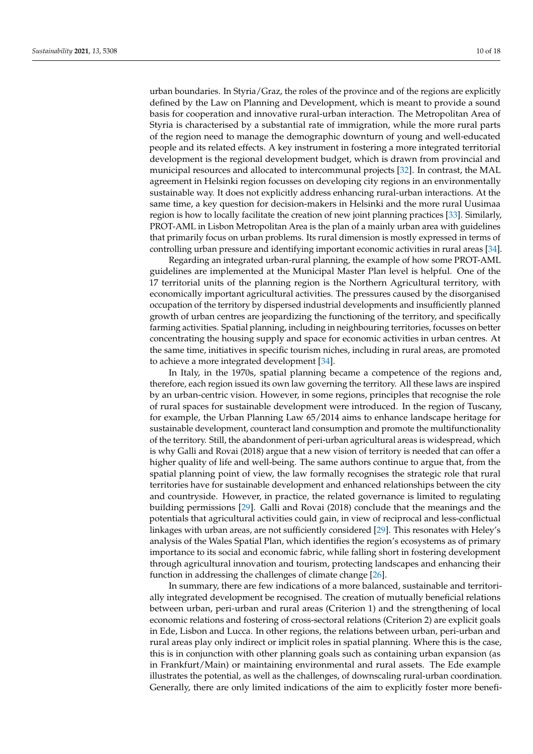urban boundaries. In Styria/Graz, the roles of the province and of the regions are explicitly defined by the Law on Planning and Development, which is meant to provide a sound basis for cooperation and innovative rural-urban interaction. The Metropolitan Area of Styria is characterised by a substantial rate of immigration, while the more rural parts of the region need to manage the demographic downturn of young and well-educated people and its related effects. A key instrument in fostering a more integrated territorial development is the regional development budget, which is drawn from provincial and municipal resources and allocated to intercommunal projects [32]. In contrast, the MAL agreement in Helsinki region focusses on developing city regions in an environmentally sustainable way. It does not explicitly address enhancing rural-urban interactions. At the same time, a key question for decision-makers in Helsinki and the more rural Uusimaa region is how to locally facilitate the creation of new joint planning practices [33]. Similarly, PROT-AML in Lisbon Metropolitan Area is the plan of a mainly urban area with guidelines that primarily focus on urban problems. Its rural dimension is mostly expressed in terms of controlling urban pressure and identifying important economic activities in rural areas [34].

Regarding an integrated urban-rural planning, the example of how some PROT-AML guidelines are implemented at the Municipal Master Plan level is helpful. One of the 17 territorial units of the planning region is the Northern Agricultural territory, with economically important agricultural activities. The pressures caused by the disorganised occupation of the territory by dispersed industrial developments and insufficiently planned growth of urban centres are jeopardizing the functioning of the territory, and specifically farming activities. Spatial planning, including in neighbouring territories, focusses on better concentrating the housing supply and space for economic activities in urban centres. At the same time, initiatives in specific tourism niches, including in rural areas, are promoted to achieve a more integrated development [34].

In Italy, in the 1970s, spatial planning became a competence of the regions and, therefore, each region issued its own law governing the territory. All these laws are inspired by an urban-centric vision. However, in some regions, principles that recognise the role of rural spaces for sustainable development were introduced. In the region of Tuscany, for example, the Urban Planning Law 65/2014 aims to enhance landscape heritage for sustainable development, counteract land consumption and promote the multifunctionality of the territory. Still, the abandonment of peri-urban agricultural areas is widespread, which is why Galli and Rovai (2018) argue that a new vision of territory is needed that can offer a higher quality of life and well-being. The same authors continue to argue that, from the spatial planning point of view, the law formally recognises the strategic role that rural territories have for sustainable development and enhanced relationships between the city and countryside. However, in practice, the related governance is limited to regulating building permissions [29]. Galli and Rovai (2018) conclude that the meanings and the potentials that agricultural activities could gain, in view of reciprocal and less-conflictual linkages with urban areas, are not sufficiently considered [29]. This resonates with Heley's analysis of the Wales Spatial Plan, which identifies the region's ecosystems as of primary importance to its social and economic fabric, while falling short in fostering development through agricultural innovation and tourism, protecting landscapes and enhancing their function in addressing the challenges of climate change [26].

In summary, there are few indications of a more balanced, sustainable and territorially integrated development be recognised. The creation of mutually beneficial relations between urban, peri-urban and rural areas (Criterion 1) and the strengthening of local economic relations and fostering of cross-sectoral relations (Criterion 2) are explicit goals in Ede, Lisbon and Lucca. In other regions, the relations between urban, peri-urban and rural areas play only indirect or implicit roles in spatial planning. Where this is the case, this is in conjunction with other planning goals such as containing urban expansion (as in Frankfurt/Main) or maintaining environmental and rural assets. The Ede example illustrates the potential, as well as the challenges, of downscaling rural-urban coordination. Generally, there are only limited indications of the aim to explicitly foster more benefi-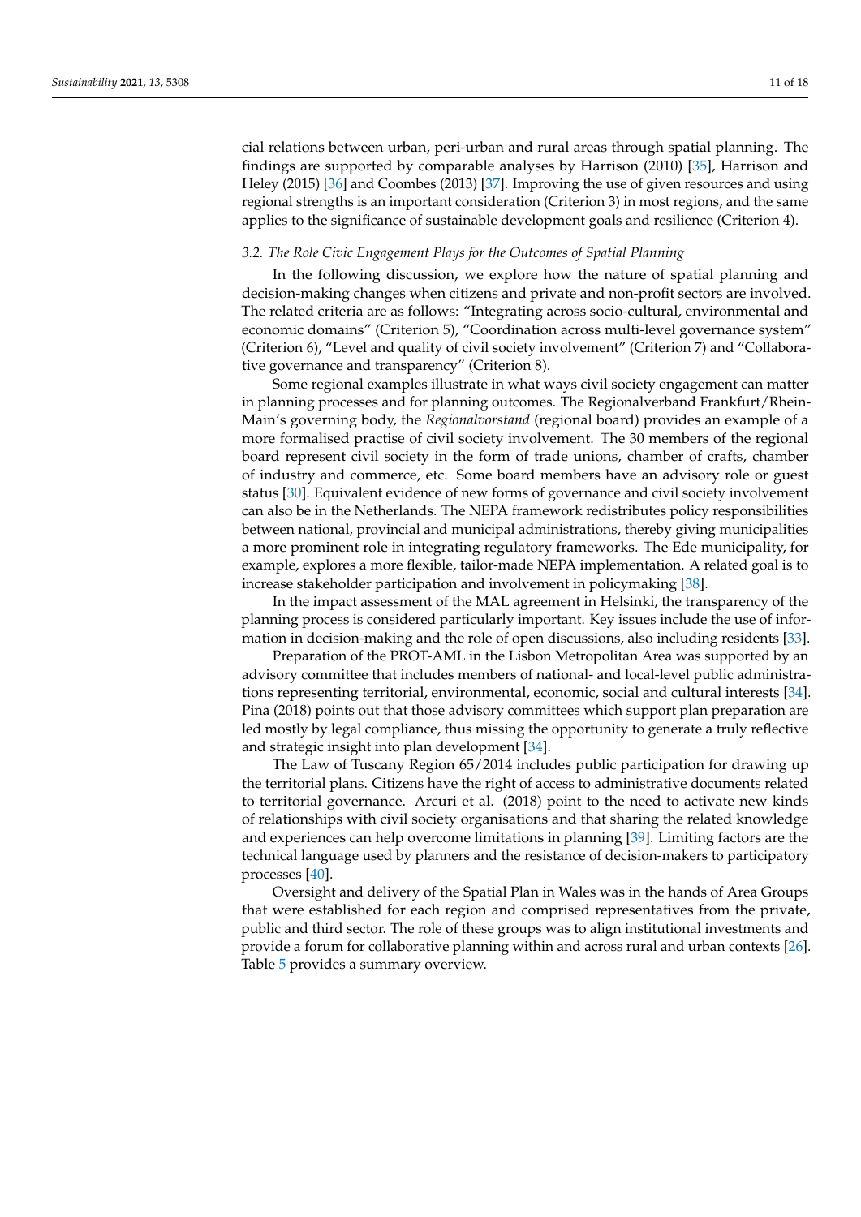cial relations between urban, peri-urban and rural areas through spatial planning. The findings are supported by comparable analyses by Harrison (2010) [35], Harrison and Heley (2015) [36] and Coombes (2013) [37]. Improving the use of given resources and using regional strengths is an important consideration (Criterion 3) in most regions, and the same applies to the significance of sustainable development goals and resilience (Criterion 4).

### *3.2. The Role Civic Engagement Plays for the Outcomes of Spatial Planning*

In the following discussion, we explore how the nature of spatial planning and decision-making changes when citizens and private and non-profit sectors are involved. The related criteria are as follows: "Integrating across socio-cultural, environmental and economic domains" (Criterion 5), "Coordination across multi-level governance system" (Criterion 6), "Level and quality of civil society involvement" (Criterion 7) and "Collaborative governance and transparency" (Criterion 8).

Some regional examples illustrate in what ways civil society engagement can matter in planning processes and for planning outcomes. The Regionalverband Frankfurt/Rhein-Main's governing body, the *Regionalvorstand* (regional board) provides an example of a more formalised practise of civil society involvement. The 30 members of the regional board represent civil society in the form of trade unions, chamber of crafts, chamber of industry and commerce, etc. Some board members have an advisory role or guest status [30]. Equivalent evidence of new forms of governance and civil society involvement can also be in the Netherlands. The NEPA framework redistributes policy responsibilities between national, provincial and municipal administrations, thereby giving municipalities a more prominent role in integrating regulatory frameworks. The Ede municipality, for example, explores a more flexible, tailor-made NEPA implementation. A related goal is to increase stakeholder participation and involvement in policymaking [38].

In the impact assessment of the MAL agreement in Helsinki, the transparency of the planning process is considered particularly important. Key issues include the use of information in decision-making and the role of open discussions, also including residents [33].

Preparation of the PROT-AML in the Lisbon Metropolitan Area was supported by an advisory committee that includes members of national- and local-level public administrations representing territorial, environmental, economic, social and cultural interests [34]. Pina (2018) points out that those advisory committees which support plan preparation are led mostly by legal compliance, thus missing the opportunity to generate a truly reflective and strategic insight into plan development [34].

The Law of Tuscany Region 65/2014 includes public participation for drawing up the territorial plans. Citizens have the right of access to administrative documents related to territorial governance. Arcuri et al. (2018) point to the need to activate new kinds of relationships with civil society organisations and that sharing the related knowledge and experiences can help overcome limitations in planning [39]. Limiting factors are the technical language used by planners and the resistance of decision-makers to participatory processes [40].

Oversight and delivery of the Spatial Plan in Wales was in the hands of Area Groups that were established for each region and comprised representatives from the private, public and third sector. The role of these groups was to align institutional investments and provide a forum for collaborative planning within and across rural and urban contexts [26]. Table 5 provides a summary overview.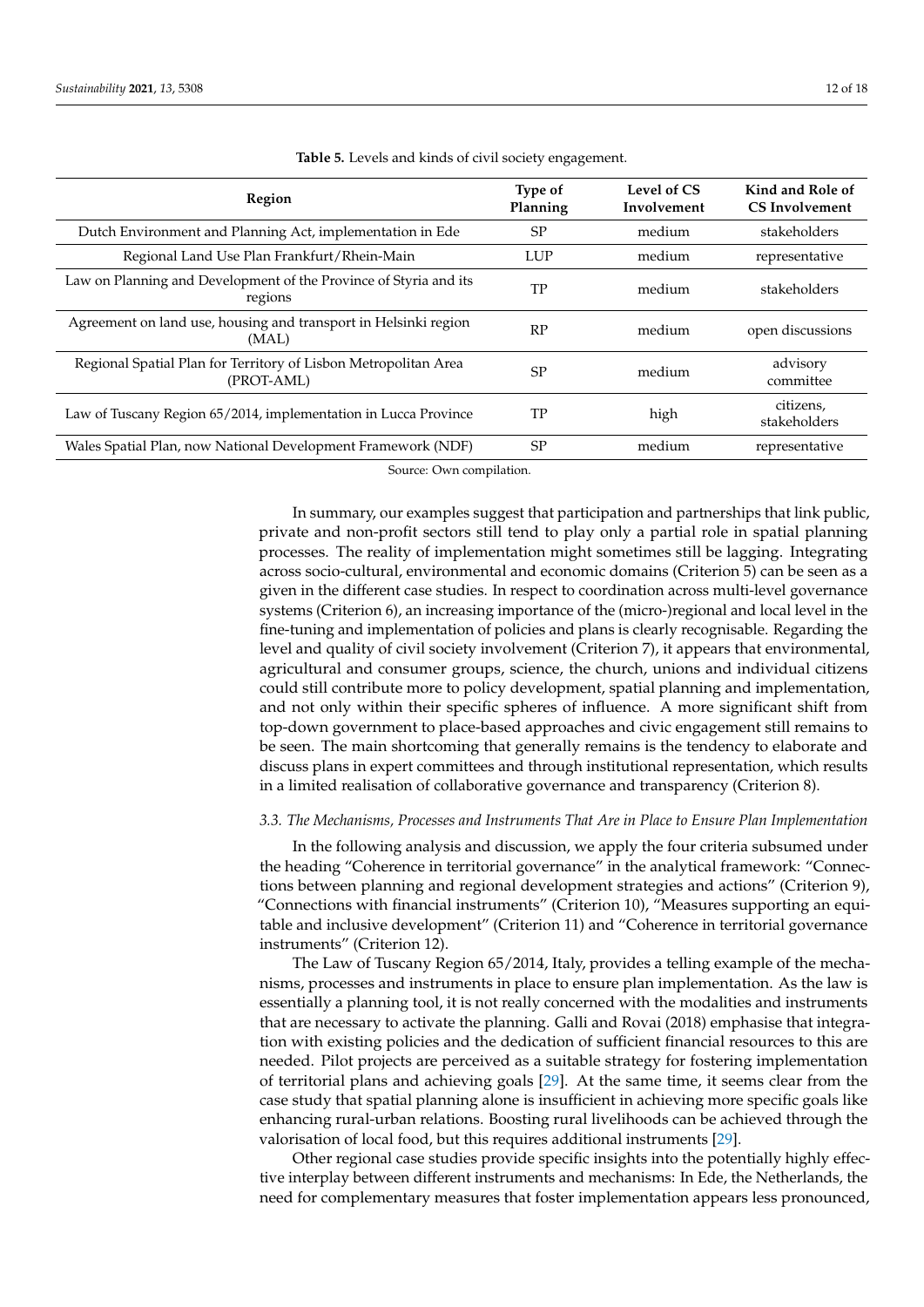**Table 5.** Levels and kinds of civil society engagement.

| Region | Type of Planning | Level of CS Involvement | Kind and Role of CS Involvement |
|---|---|---|---|
| Dutch Environment and Planning Act, implementation in Ede | SP | medium | stakeholders |
| Regional Land Use Plan Frankfurt/Rhein-Main | LUP | medium | representative |
| Law on Planning and Development of the Province of Styria and its regions | TP | medium | stakeholders |
| Agreement on land use, housing and transport in Helsinki region (MAL) | RP | medium | open discussions |
| Regional Spatial Plan for Territory of Lisbon Metropolitan Area (PROT-AML) | SP | medium | advisory committee |
| Law of Tuscany Region 65/2014, implementation in Lucca Province | TP | high | citizens, stakeholders |
| Wales Spatial Plan, now National Development Framework (NDF) | SP | medium | representative |

Source: Own compilation.

In summary, our examples suggest that participation and partnerships that link public, private and non-profit sectors still tend to play only a partial role in spatial planning processes. The reality of implementation might sometimes still be lagging. Integrating across socio-cultural, environmental and economic domains (Criterion 5) can be seen as a given in the different case studies. In respect to coordination across multi-level governance systems (Criterion 6), an increasing importance of the (micro-)regional and local level in the fine-tuning and implementation of policies and plans is clearly recognisable. Regarding the level and quality of civil society involvement (Criterion 7), it appears that environmental, agricultural and consumer groups, science, the church, unions and individual citizens could still contribute more to policy development, spatial planning and implementation, and not only within their specific spheres of influence. A more significant shift from top-down government to place-based approaches and civic engagement still remains to be seen. The main shortcoming that generally remains is the tendency to elaborate and discuss plans in expert committees and through institutional representation, which results in a limited realisation of collaborative governance and transparency (Criterion 8).

### *3.3. The Mechanisms, Processes and Instruments That Are in Place to Ensure Plan Implementation*

In the following analysis and discussion, we apply the four criteria subsumed under the heading "Coherence in territorial governance" in the analytical framework: "Connections between planning and regional development strategies and actions" (Criterion 9), "Connections with financial instruments" (Criterion 10), "Measures supporting an equitable and inclusive development" (Criterion 11) and "Coherence in territorial governance instruments" (Criterion 12).

The Law of Tuscany Region 65/2014, Italy, provides a telling example of the mechanisms, processes and instruments in place to ensure plan implementation. As the law is essentially a planning tool, it is not really concerned with the modalities and instruments that are necessary to activate the planning. Galli and Rovai (2018) emphasise that integration with existing policies and the dedication of sufficient financial resources to this are needed. Pilot projects are perceived as a suitable strategy for fostering implementation of territorial plans and achieving goals [29]. At the same time, it seems clear from the case study that spatial planning alone is insufficient in achieving more specific goals like enhancing rural-urban relations. Boosting rural livelihoods can be achieved through the valorisation of local food, but this requires additional instruments [29].

Other regional case studies provide specific insights into the potentially highly effective interplay between different instruments and mechanisms: In Ede, the Netherlands, the need for complementary measures that foster implementation appears less pronounced,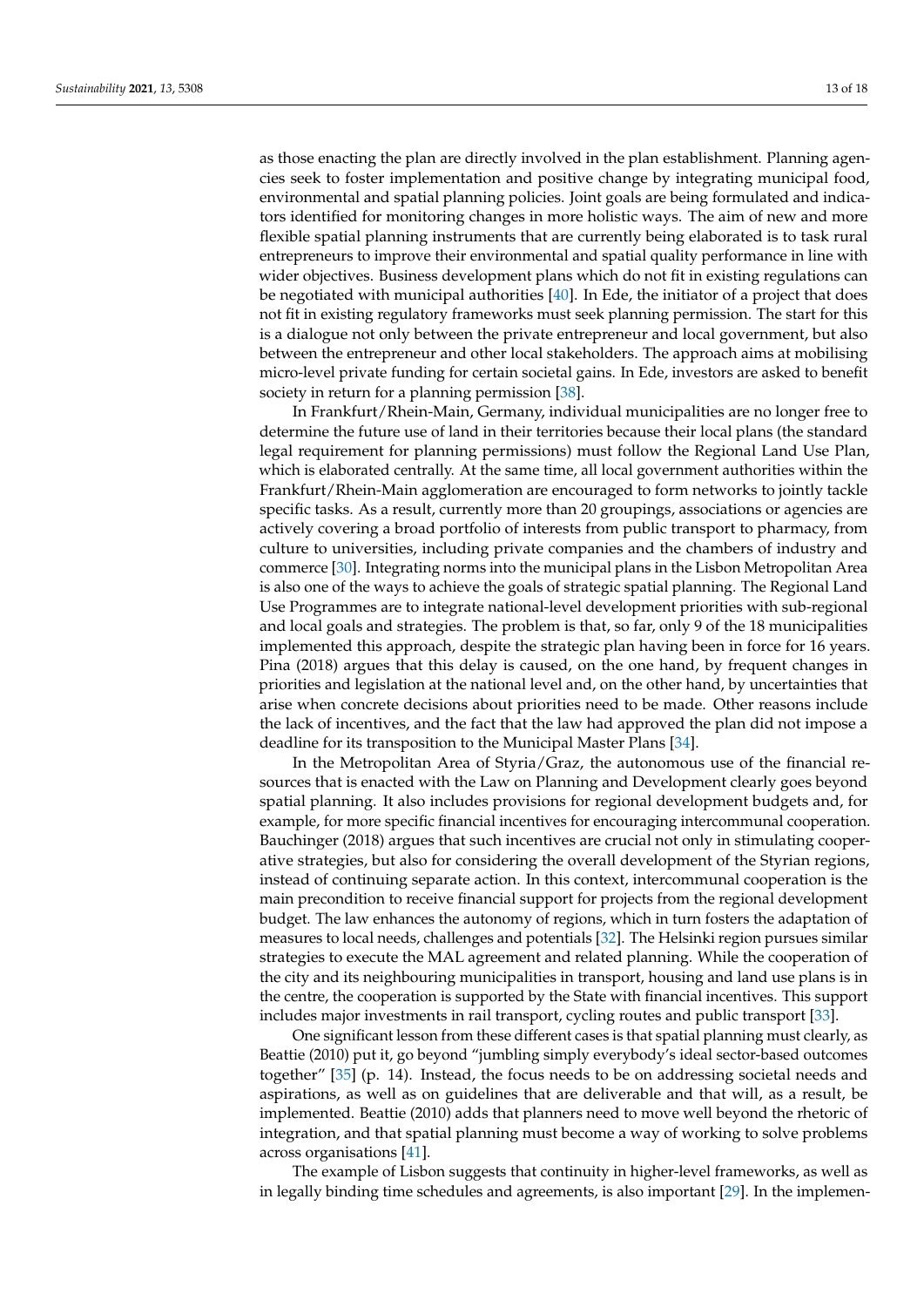as those enacting the plan are directly involved in the plan establishment. Planning agencies seek to foster implementation and positive change by integrating municipal food, environmental and spatial planning policies. Joint goals are being formulated and indicators identified for monitoring changes in more holistic ways. The aim of new and more flexible spatial planning instruments that are currently being elaborated is to task rural entrepreneurs to improve their environmental and spatial quality performance in line with wider objectives. Business development plans which do not fit in existing regulations can be negotiated with municipal authorities [40]. In Ede, the initiator of a project that does not fit in existing regulatory frameworks must seek planning permission. The start for this is a dialogue not only between the private entrepreneur and local government, but also between the entrepreneur and other local stakeholders. The approach aims at mobilising micro-level private funding for certain societal gains. In Ede, investors are asked to benefit society in return for a planning permission [38].

In Frankfurt/Rhein-Main, Germany, individual municipalities are no longer free to determine the future use of land in their territories because their local plans (the standard legal requirement for planning permissions) must follow the Regional Land Use Plan, which is elaborated centrally. At the same time, all local government authorities within the Frankfurt/Rhein-Main agglomeration are encouraged to form networks to jointly tackle specific tasks. As a result, currently more than 20 groupings, associations or agencies are actively covering a broad portfolio of interests from public transport to pharmacy, from culture to universities, including private companies and the chambers of industry and commerce [30]. Integrating norms into the municipal plans in the Lisbon Metropolitan Area is also one of the ways to achieve the goals of strategic spatial planning. The Regional Land Use Programmes are to integrate national-level development priorities with sub-regional and local goals and strategies. The problem is that, so far, only 9 of the 18 municipalities implemented this approach, despite the strategic plan having been in force for 16 years. Pina (2018) argues that this delay is caused, on the one hand, by frequent changes in priorities and legislation at the national level and, on the other hand, by uncertainties that arise when concrete decisions about priorities need to be made. Other reasons include the lack of incentives, and the fact that the law had approved the plan did not impose a deadline for its transposition to the Municipal Master Plans [34].

In the Metropolitan Area of Styria/Graz, the autonomous use of the financial resources that is enacted with the Law on Planning and Development clearly goes beyond spatial planning. It also includes provisions for regional development budgets and, for example, for more specific financial incentives for encouraging intercommunal cooperation. Bauchinger (2018) argues that such incentives are crucial not only in stimulating cooperative strategies, but also for considering the overall development of the Styrian regions, instead of continuing separate action. In this context, intercommunal cooperation is the main precondition to receive financial support for projects from the regional development budget. The law enhances the autonomy of regions, which in turn fosters the adaptation of measures to local needs, challenges and potentials [32]. The Helsinki region pursues similar strategies to execute the MAL agreement and related planning. While the cooperation of the city and its neighbouring municipalities in transport, housing and land use plans is in the centre, the cooperation is supported by the State with financial incentives. This support includes major investments in rail transport, cycling routes and public transport [33].

One significant lesson from these different cases is that spatial planning must clearly, as Beattie (2010) put it, go beyond "jumbling simply everybody's ideal sector-based outcomes together" [35] (p. 14). Instead, the focus needs to be on addressing societal needs and aspirations, as well as on guidelines that are deliverable and that will, as a result, be implemented. Beattie (2010) adds that planners need to move well beyond the rhetoric of integration, and that spatial planning must become a way of working to solve problems across organisations [41].

The example of Lisbon suggests that continuity in higher-level frameworks, as well as in legally binding time schedules and agreements, is also important [29]. In the implemen-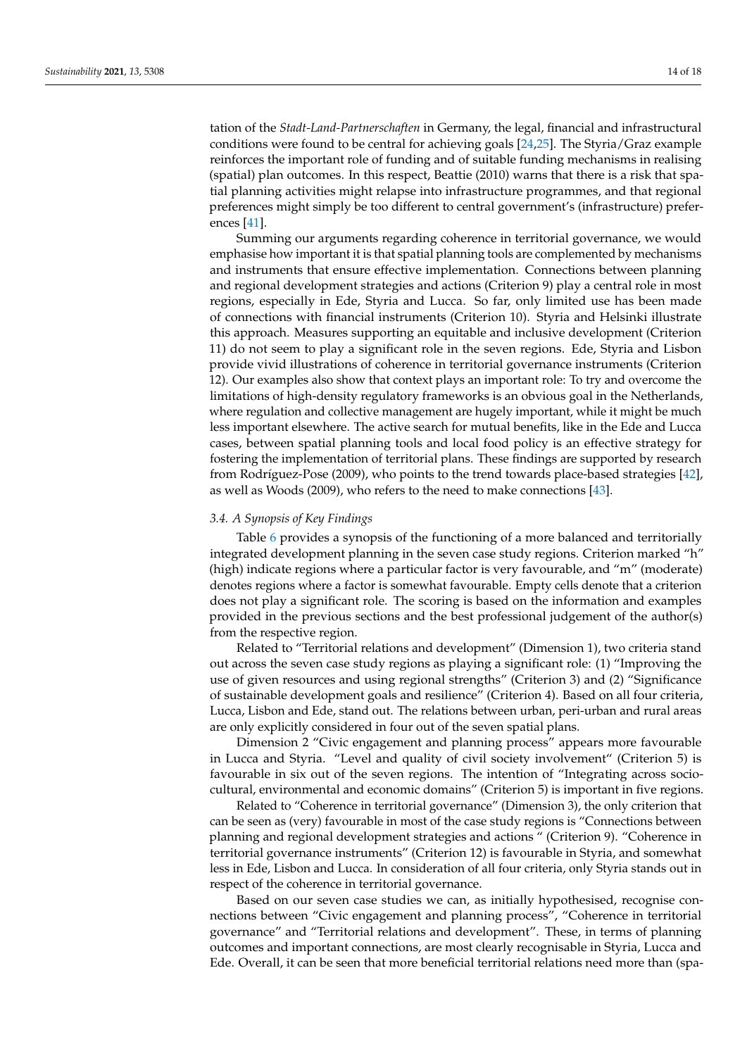tation of the *Stadt-Land-Partnerschaften* in Germany, the legal, financial and infrastructural conditions were found to be central for achieving goals [24,25]. The Styria/Graz example reinforces the important role of funding and of suitable funding mechanisms in realising (spatial) plan outcomes. In this respect, Beattie (2010) warns that there is a risk that spatial planning activities might relapse into infrastructure programmes, and that regional preferences might simply be too different to central government's (infrastructure) preferences [41].

Summing our arguments regarding coherence in territorial governance, we would emphasise how important it is that spatial planning tools are complemented by mechanisms and instruments that ensure effective implementation. Connections between planning and regional development strategies and actions (Criterion 9) play a central role in most regions, especially in Ede, Styria and Lucca. So far, only limited use has been made of connections with financial instruments (Criterion 10). Styria and Helsinki illustrate this approach. Measures supporting an equitable and inclusive development (Criterion 11) do not seem to play a significant role in the seven regions. Ede, Styria and Lisbon provide vivid illustrations of coherence in territorial governance instruments (Criterion 12). Our examples also show that context plays an important role: To try and overcome the limitations of high-density regulatory frameworks is an obvious goal in the Netherlands, where regulation and collective management are hugely important, while it might be much less important elsewhere. The active search for mutual benefits, like in the Ede and Lucca cases, between spatial planning tools and local food policy is an effective strategy for fostering the implementation of territorial plans. These findings are supported by research from Rodríguez-Pose (2009), who points to the trend towards place-based strategies [42], as well as Woods (2009), who refers to the need to make connections [43].

### 3.4. A Synopsis of Key Findings

Table 6 provides a synopsis of the functioning of a more balanced and territorially integrated development planning in the seven case study regions. Criterion marked "h" (high) indicate regions where a particular factor is very favourable, and "m" (moderate) denotes regions where a factor is somewhat favourable. Empty cells denote that a criterion does not play a significant role. The scoring is based on the information and examples provided in the previous sections and the best professional judgement of the author(s) from the respective region.

Related to "Territorial relations and development" (Dimension 1), two criteria stand out across the seven case study regions as playing a significant role: (1) "Improving the use of given resources and using regional strengths" (Criterion 3) and (2) "Significance of sustainable development goals and resilience" (Criterion 4). Based on all four criteria, Lucca, Lisbon and Ede, stand out. The relations between urban, peri-urban and rural areas are only explicitly considered in four out of the seven spatial plans.

Dimension 2 "Civic engagement and planning process" appears more favourable in Lucca and Styria. "Level and quality of civil society involvement" (Criterion 5) is favourable in six out of the seven regions. The intention of "Integrating across socio-cultural, environmental and economic domains" (Criterion 5) is important in five regions.

Related to "Coherence in territorial governance" (Dimension 3), the only criterion that can be seen as (very) favourable in most of the case study regions is "Connections between planning and regional development strategies and actions " (Criterion 9). "Coherence in territorial governance instruments" (Criterion 12) is favourable in Styria, and somewhat less in Ede, Lisbon and Lucca. In consideration of all four criteria, only Styria stands out in respect of the coherence in territorial governance.

Based on our seven case studies we can, as initially hypothesised, recognise connections between "Civic engagement and planning process", "Coherence in territorial governance" and "Territorial relations and development". These, in terms of planning outcomes and important connections, are most clearly recognisable in Styria, Lucca and Ede. Overall, it can be seen that more beneficial territorial relations need more than (spa-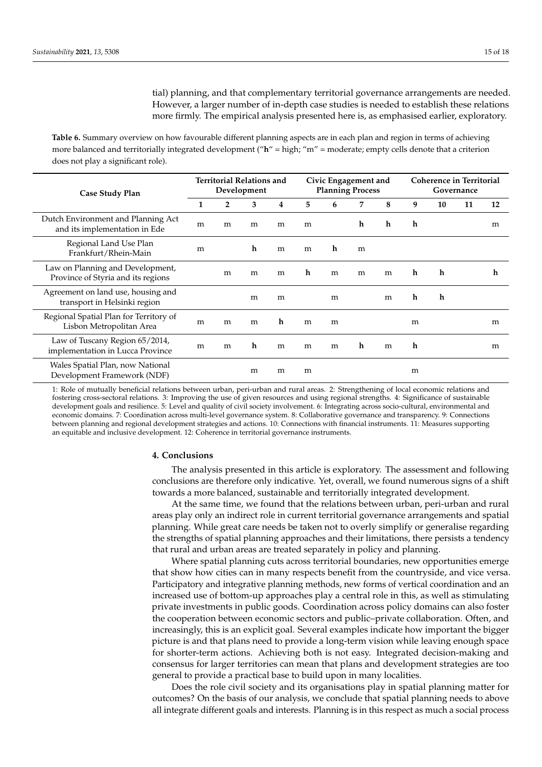tial) planning, and that complementary territorial governance arrangements are needed. However, a larger number of in-depth case studies is needed to establish these relations more firmly. The empirical analysis presented here is, as emphasised earlier, exploratory.

**Table 6.** Summary overview on how favourable different planning aspects are in each plan and region in terms of achieving more balanced and territorially integrated development ("**h**" = high; "m" = moderate; empty cells denote that a criterion does not play a significant role).

| Case Study Plan | Territorial Relations and Development | | | | Civic Engagement and Planning Process | | | | Coherence in Territorial Governance | | | |
|---|---|---|---|---|---|---|---|---|---|---|---|---|
| | **1** | **2** | **3** | **4** | **5** | **6** | **7** | **8** | **9** | **10** | **11** | **12** |
| Dutch Environment and Planning Act and its implementation in Ede | m | m | m | m | m | | **h** | **h** | **h** | | | m |
| Regional Land Use Plan Frankfurt/Rhein-Main | m | | **h** | m | m | **h** | m | | | | | |
| Law on Planning and Development, Province of Styria and its regions | | m | m | m | **h** | m | m | m | **h** | **h** | | **h** |
| Agreement on land use, housing and transport in Helsinki region | | | m | m | | m | | m | **h** | **h** | | |
| Regional Spatial Plan for Territory of Lisbon Metropolitan Area | m | m | m | **h** | m | m | | | m | | | m |
| Law of Tuscany Region 65/2014, implementation in Lucca Province | m | m | **h** | m | m | m | **h** | m | **h** | | | m |
| Wales Spatial Plan, now National Development Framework (NDF) | | | m | m | m | | | | m | | | |

1: Role of mutually beneficial relations between urban, peri-urban and rural areas. 2: Strengthening of local economic relations and fostering cross-sectoral relations. 3: Improving the use of given resources and using regional strengths. 4: Significance of sustainable development goals and resilience. 5: Level and quality of civil society involvement. 6: Integrating across socio-cultural, environmental and economic domains. 7: Coordination across multi-level governance system. 8: Collaborative governance and transparency. 9: Connections between planning and regional development strategies and actions. 10: Connections with financial instruments. 11: Measures supporting an equitable and inclusive development. 12: Coherence in territorial governance instruments.

## 4. Conclusions

The analysis presented in this article is exploratory. The assessment and following conclusions are therefore only indicative. Yet, overall, we found numerous signs of a shift towards a more balanced, sustainable and territorially integrated development.

At the same time, we found that the relations between urban, peri-urban and rural areas play only an indirect role in current territorial governance arrangements and spatial planning. While great care needs be taken not to overly simplify or generalise regarding the strengths of spatial planning approaches and their limitations, there persists a tendency that rural and urban areas are treated separately in policy and planning.

Where spatial planning cuts across territorial boundaries, new opportunities emerge that show how cities can in many respects benefit from the countryside, and vice versa. Participatory and integrative planning methods, new forms of vertical coordination and an increased use of bottom-up approaches play a central role in this, as well as stimulating private investments in public goods. Coordination across policy domains can also foster the cooperation between economic sectors and public–private collaboration. Often, and increasingly, this is an explicit goal. Several examples indicate how important the bigger picture is and that plans need to provide a long-term vision while leaving enough space for shorter-term actions. Achieving both is not easy. Integrated decision-making and consensus for larger territories can mean that plans and development strategies are too general to provide a practical base to build upon in many localities.

Does the role civil society and its organisations play in spatial planning matter for outcomes? On the basis of our analysis, we conclude that spatial planning needs to above all integrate different goals and interests. Planning is in this respect as much a social process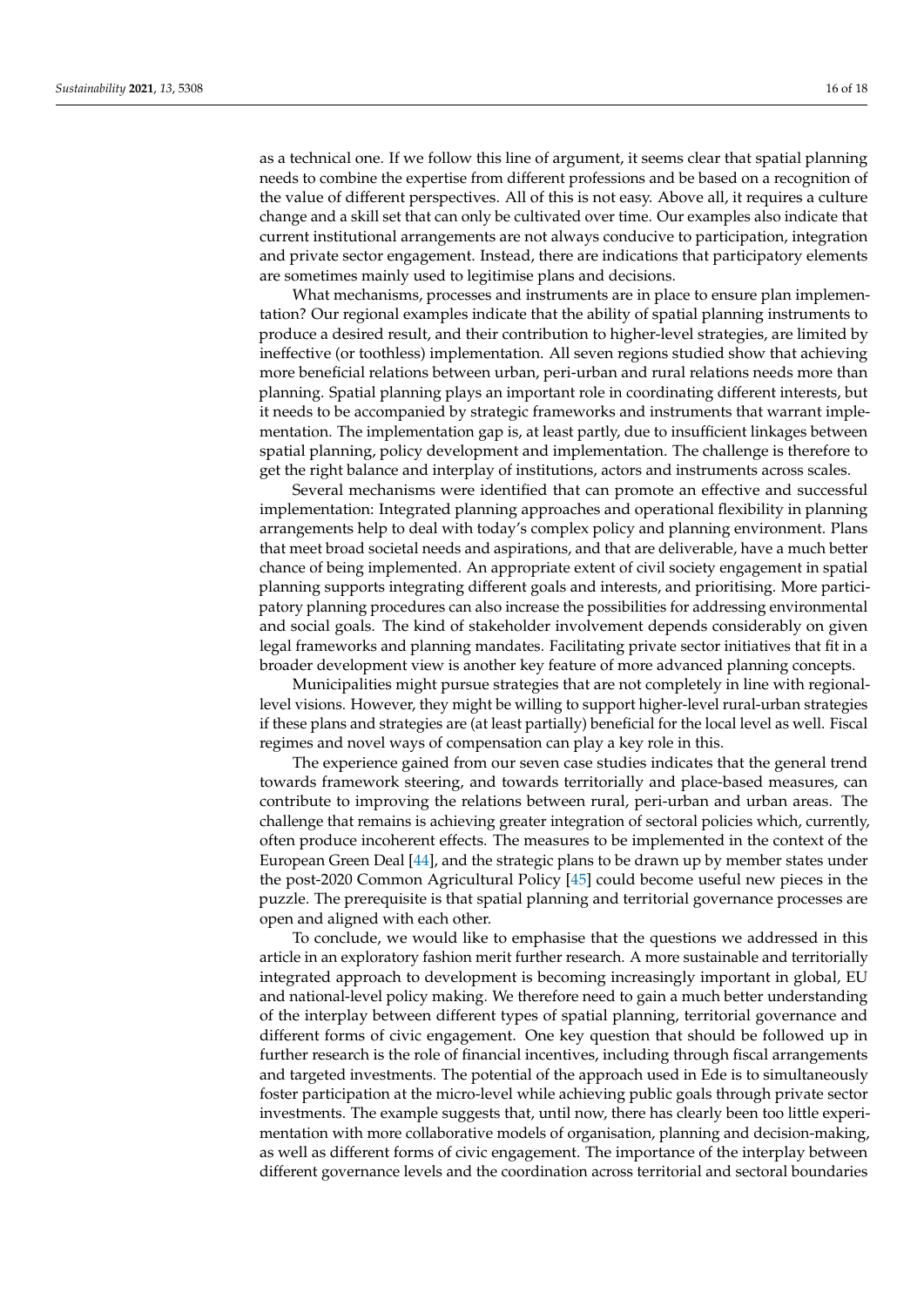as a technical one. If we follow this line of argument, it seems clear that spatial planning needs to combine the expertise from different professions and be based on a recognition of the value of different perspectives. All of this is not easy. Above all, it requires a culture change and a skill set that can only be cultivated over time. Our examples also indicate that current institutional arrangements are not always conducive to participation, integration and private sector engagement. Instead, there are indications that participatory elements are sometimes mainly used to legitimise plans and decisions.

What mechanisms, processes and instruments are in place to ensure plan implementation? Our regional examples indicate that the ability of spatial planning instruments to produce a desired result, and their contribution to higher-level strategies, are limited by ineffective (or toothless) implementation. All seven regions studied show that achieving more beneficial relations between urban, peri-urban and rural relations needs more than planning. Spatial planning plays an important role in coordinating different interests, but it needs to be accompanied by strategic frameworks and instruments that warrant implementation. The implementation gap is, at least partly, due to insufficient linkages between spatial planning, policy development and implementation. The challenge is therefore to get the right balance and interplay of institutions, actors and instruments across scales.

Several mechanisms were identified that can promote an effective and successful implementation: Integrated planning approaches and operational flexibility in planning arrangements help to deal with today's complex policy and planning environment. Plans that meet broad societal needs and aspirations, and that are deliverable, have a much better chance of being implemented. An appropriate extent of civil society engagement in spatial planning supports integrating different goals and interests, and prioritising. More participatory planning procedures can also increase the possibilities for addressing environmental and social goals. The kind of stakeholder involvement depends considerably on given legal frameworks and planning mandates. Facilitating private sector initiatives that fit in a broader development view is another key feature of more advanced planning concepts.

Municipalities might pursue strategies that are not completely in line with regional-level visions. However, they might be willing to support higher-level rural-urban strategies if these plans and strategies are (at least partially) beneficial for the local level as well. Fiscal regimes and novel ways of compensation can play a key role in this.

The experience gained from our seven case studies indicates that the general trend towards framework steering, and towards territorially and place-based measures, can contribute to improving the relations between rural, peri-urban and urban areas. The challenge that remains is achieving greater integration of sectoral policies which, currently, often produce incoherent effects. The measures to be implemented in the context of the European Green Deal [44], and the strategic plans to be drawn up by member states under the post-2020 Common Agricultural Policy [45] could become useful new pieces in the puzzle. The prerequisite is that spatial planning and territorial governance processes are open and aligned with each other.

To conclude, we would like to emphasise that the questions we addressed in this article in an exploratory fashion merit further research. A more sustainable and territorially integrated approach to development is becoming increasingly important in global, EU and national-level policy making. We therefore need to gain a much better understanding of the interplay between different types of spatial planning, territorial governance and different forms of civic engagement. One key question that should be followed up in further research is the role of financial incentives, including through fiscal arrangements and targeted investments. The potential of the approach used in Ede is to simultaneously foster participation at the micro-level while achieving public goals through private sector investments. The example suggests that, until now, there has clearly been too little experimentation with more collaborative models of organisation, planning and decision-making, as well as different forms of civic engagement. The importance of the interplay between different governance levels and the coordination across territorial and sectoral boundaries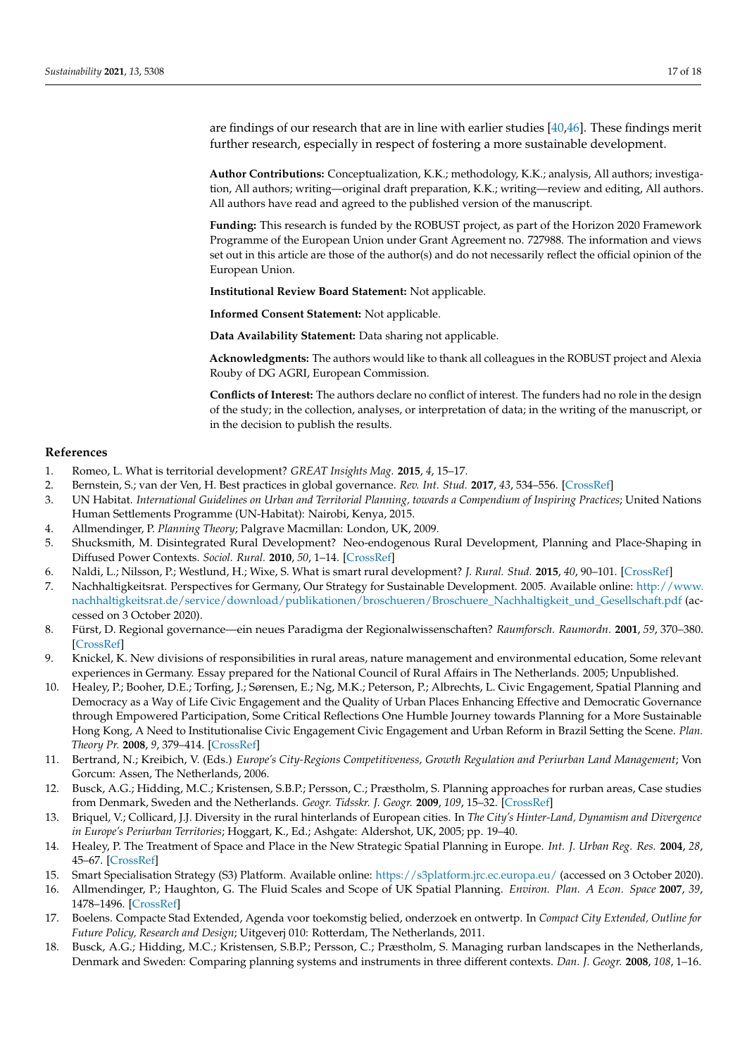are findings of our research that are in line with earlier studies [40,46]. These findings merit further research, especially in respect of fostering a more sustainable development.

**Author Contributions:** Conceptualization, K.K.; methodology, K.K.; analysis, All authors; investigation, All authors; writing—original draft preparation, K.K.; writing—review and editing, All authors. All authors have read and agreed to the published version of the manuscript.

**Funding:** This research is funded by the ROBUST project, as part of the Horizon 2020 Framework Programme of the European Union under Grant Agreement no. 727988. The information and views set out in this article are those of the author(s) and do not necessarily reflect the official opinion of the European Union.

**Institutional Review Board Statement:** Not applicable.

**Informed Consent Statement:** Not applicable.

**Data Availability Statement:** Data sharing not applicable.

**Acknowledgments:** The authors would like to thank all colleagues in the ROBUST project and Alexia Rouby of DG AGRI, European Commission.

**Conflicts of Interest:** The authors declare no conflict of interest. The funders had no role in the design of the study; in the collection, analyses, or interpretation of data; in the writing of the manuscript, or in the decision to publish the results.

## References

1. Romeo, L. What is territorial development? *GREAT Insights Mag.* **2015**, *4*, 15–17.
2. Bernstein, S.; van der Ven, H. Best practices in global governance. *Rev. Int. Stud.* **2017**, *43*, 534–556. [CrossRef]
3. UN Habitat. *International Guidelines on Urban and Territorial Planning, towards a Compendium of Inspiring Practices*; United Nations Human Settlements Programme (UN-Habitat): Nairobi, Kenya, 2015.
4. Allmendinger, P. *Planning Theory*; Palgrave Macmillan: London, UK, 2009.
5. Shucksmith, M. Disintegrated Rural Development? Neo-endogenous Rural Development, Planning and Place-Shaping in Diffused Power Contexts. *Sociol. Rural.* **2010**, *50*, 1–14. [CrossRef]
6. Naldi, L.; Nilsson, P.; Westlund, H.; Wixe, S. What is smart rural development? *J. Rural. Stud.* **2015**, *40*, 90–101. [CrossRef]
7. Nachhaltigkeitsrat. Perspectives for Germany, Our Strategy for Sustainable Development. 2005. Available online: http://www.nachhaltigkeitsrat.de/service/download/publikationen/broschueren/Broschuere_Nachhaltigkeit_und_Gesellschaft.pdf (accessed on 3 October 2020).
8. Fürst, D. Regional governance—ein neues Paradigma der Regionalwissenschaften? *Raumforsch. Raumordn.* **2001**, *59*, 370–380. [CrossRef]
9. Knickel, K. New divisions of responsibilities in rural areas, nature management and environmental education, Some relevant experiences in Germany. Essay prepared for the National Council of Rural Affairs in The Netherlands. 2005; Unpublished.
10. Healey, P.; Booher, D.E.; Torfing, J.; Sørensen, E.; Ng, M.K.; Peterson, P.; Albrechts, L. Civic Engagement, Spatial Planning and Democracy as a Way of Life Civic Engagement and the Quality of Urban Places Enhancing Effective and Democratic Governance through Empowered Participation, Some Critical Reflections One Humble Journey towards Planning for a More Sustainable Hong Kong, A Need to Institutionalise Civic Engagement Civic Engagement and Urban Reform in Brazil Setting the Scene. *Plan. Theory Pr.* **2008**, *9*, 379–414. [CrossRef]
11. Bertrand, N.; Kreibich, V. (Eds.) *Europe's City-Regions Competitiveness, Growth Regulation and Periurban Land Management*; Von Gorcum: Assen, The Netherlands, 2006.
12. Busck, A.G.; Hidding, M.C.; Kristensen, S.B.P.; Persson, C.; Præstholm, S. Planning approaches for rurban areas, Case studies from Denmark, Sweden and the Netherlands. *Geogr. Tidsskr. J. Geogr.* **2009**, *109*, 15–32. [CrossRef]
13. Briquel, V.; Collicard, J.J. Diversity in the rural hinterlands of European cities. In *The City's Hinter-Land, Dynamism and Divergence in Europe's Periurban Territories*; Hoggart, K., Ed.; Ashgate: Aldershot, UK, 2005; pp. 19–40.
14. Healey, P. The Treatment of Space and Place in the New Strategic Spatial Planning in Europe. *Int. J. Urban Reg. Res.* **2004**, *28*, 45–67. [CrossRef]
15. Smart Specialisation Strategy (S3) Platform. Available online: https://s3platform.jrc.ec.europa.eu/ (accessed on 3 October 2020).
16. Allmendinger, P.; Haughton, G. The Fluid Scales and Scope of UK Spatial Planning. *Environ. Plan. A Econ. Space* **2007**, *39*, 1478–1496. [CrossRef]
17. Boelens. Compacte Stad Extended, Agenda voor toekomstig belied, onderzoek en ontwertp. In *Compact City Extended, Outline for Future Policy, Research and Design*; Uitgeverj 010: Rotterdam, The Netherlands, 2011.
18. Busck, A.G.; Hidding, M.C.; Kristensen, S.B.P.; Persson, C.; Præstholm, S. Managing rurban landscapes in the Netherlands, Denmark and Sweden: Comparing planning systems and instruments in three different contexts. *Dan. J. Geogr.* **2008**, *108*, 1–16.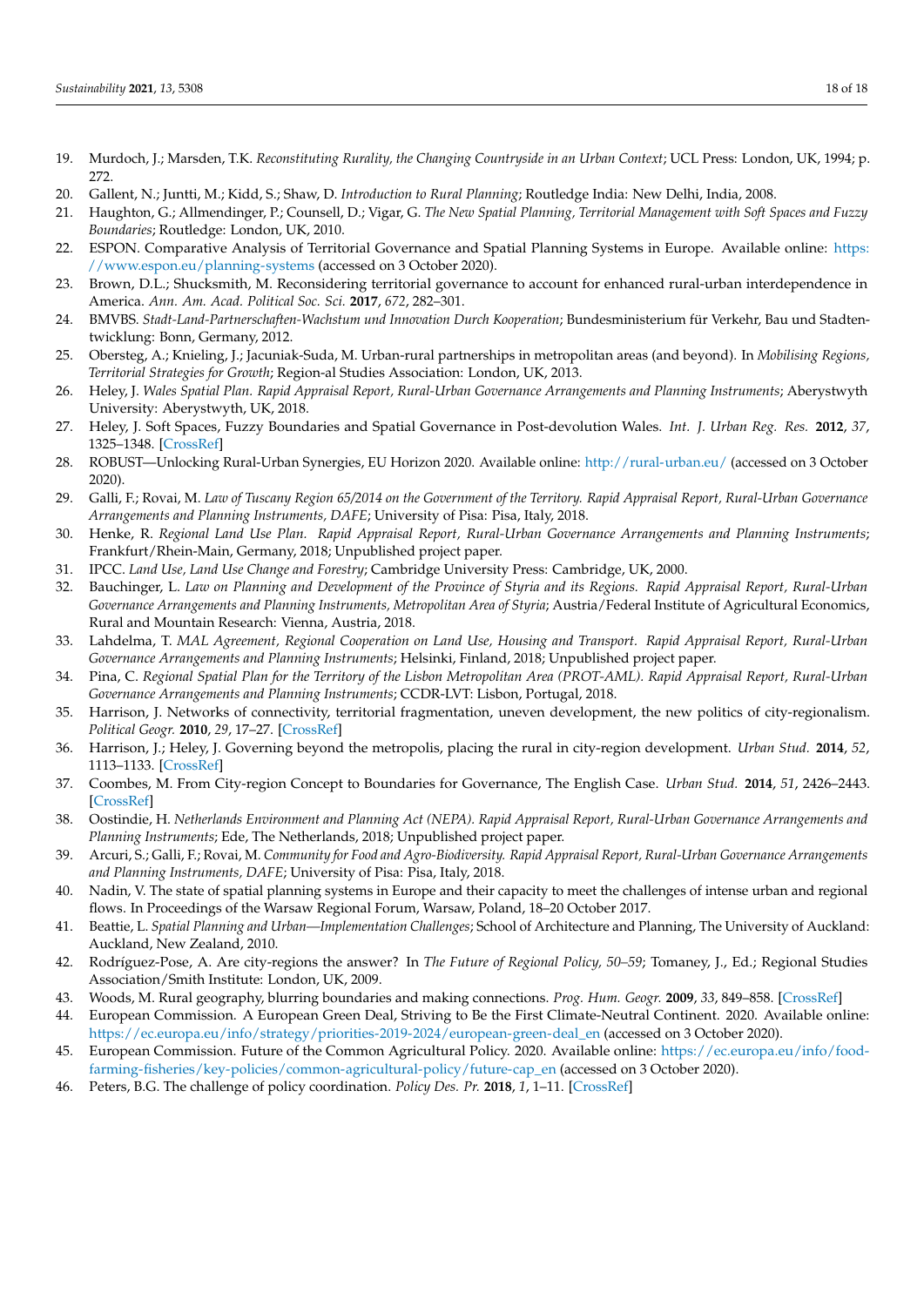19. Murdoch, J.; Marsden, T.K. *Reconstituting Rurality, the Changing Countryside in an Urban Context*; UCL Press: London, UK, 1994; p. 272.
20. Gallent, N.; Juntti, M.; Kidd, S.; Shaw, D. *Introduction to Rural Planning*; Routledge India: New Delhi, India, 2008.
21. Haughton, G.; Allmendinger, P.; Counsell, D.; Vigar, G. *The New Spatial Planning, Territorial Management with Soft Spaces and Fuzzy Boundaries*; Routledge: London, UK, 2010.
22. ESPON. Comparative Analysis of Territorial Governance and Spatial Planning Systems in Europe. Available online: https://www.espon.eu/planning-systems (accessed on 3 October 2020).
23. Brown, D.L.; Shucksmith, M. Reconsidering territorial governance to account for enhanced rural-urban interdependence in America. *Ann. Am. Acad. Political Soc. Sci.* **2017**, *672*, 282–301.
24. BMVBS. *Stadt-Land-Partnerschaften-Wachstum und Innovation Durch Kooperation*; Bundesministerium für Verkehr, Bau und Stadtentwicklung: Bonn, Germany, 2012.
25. Obersteg, A.; Knieling, J.; Jacuniak-Suda, M. Urban-rural partnerships in metropolitan areas (and beyond). In *Mobilising Regions, Territorial Strategies for Growth*; Region-al Studies Association: London, UK, 2013.
26. Heley, J. *Wales Spatial Plan. Rapid Appraisal Report, Rural-Urban Governance Arrangements and Planning Instruments*; Aberystwyth University: Aberystwyth, UK, 2018.
27. Heley, J. Soft Spaces, Fuzzy Boundaries and Spatial Governance in Post-devolution Wales. *Int. J. Urban Reg. Res.* **2012**, *37*, 1325–1348. [CrossRef]
28. ROBUST—Unlocking Rural-Urban Synergies, EU Horizon 2020. Available online: http://rural-urban.eu/ (accessed on 3 October 2020).
29. Galli, F.; Rovai, M. *Law of Tuscany Region 65/2014 on the Government of the Territory. Rapid Appraisal Report, Rural-Urban Governance Arrangements and Planning Instruments, DAFE*; University of Pisa: Pisa, Italy, 2018.
30. Henke, R. *Regional Land Use Plan. Rapid Appraisal Report, Rural-Urban Governance Arrangements and Planning Instruments*; Frankfurt/Rhein-Main, Germany, 2018; Unpublished project paper.
31. IPCC. *Land Use, Land Use Change and Forestry*; Cambridge University Press: Cambridge, UK, 2000.
32. Bauchinger, L. *Law on Planning and Development of the Province of Styria and its Regions. Rapid Appraisal Report, Rural-Urban Governance Arrangements and Planning Instruments, Metropolitan Area of Styria*; Austria/Federal Institute of Agricultural Economics, Rural and Mountain Research: Vienna, Austria, 2018.
33. Lahdelma, T. *MAL Agreement, Regional Cooperation on Land Use, Housing and Transport. Rapid Appraisal Report, Rural-Urban Governance Arrangements and Planning Instruments*; Helsinki, Finland, 2018; Unpublished project paper.
34. Pina, C. *Regional Spatial Plan for the Territory of the Lisbon Metropolitan Area (PROT-AML). Rapid Appraisal Report, Rural-Urban Governance Arrangements and Planning Instruments*; CCDR-LVT: Lisbon, Portugal, 2018.
35. Harrison, J. Networks of connectivity, territorial fragmentation, uneven development, the new politics of city-regionalism. *Political Geogr.* **2010**, *29*, 17–27. [CrossRef]
36. Harrison, J.; Heley, J. Governing beyond the metropolis, placing the rural in city-region development. *Urban Stud.* **2014**, *52*, 1113–1133. [CrossRef]
37. Coombes, M. From City-region Concept to Boundaries for Governance, The English Case. *Urban Stud.* **2014**, *51*, 2426–2443. [CrossRef]
38. Oostindie, H. *Netherlands Environment and Planning Act (NEPA). Rapid Appraisal Report, Rural-Urban Governance Arrangements and Planning Instruments*; Ede, The Netherlands, 2018; Unpublished project paper.
39. Arcuri, S.; Galli, F.; Rovai, M. *Community for Food and Agro-Biodiversity. Rapid Appraisal Report, Rural-Urban Governance Arrangements and Planning Instruments, DAFE*; University of Pisa: Pisa, Italy, 2018.
40. Nadin, V. The state of spatial planning systems in Europe and their capacity to meet the challenges of intense urban and regional flows. In Proceedings of the Warsaw Regional Forum, Warsaw, Poland, 18–20 October 2017.
41. Beattie, L. *Spatial Planning and Urban—Implementation Challenges*; School of Architecture and Planning, The University of Auckland: Auckland, New Zealand, 2010.
42. Rodríguez-Pose, A. Are city-regions the answer? In *The Future of Regional Policy, 50–59*; Tomaney, J., Ed.; Regional Studies Association/Smith Institute: London, UK, 2009.
43. Woods, M. Rural geography, blurring boundaries and making connections. *Prog. Hum. Geogr.* **2009**, *33*, 849–858. [CrossRef]
44. European Commission. A European Green Deal, Striving to Be the First Climate-Neutral Continent. 2020. Available online: https://ec.europa.eu/info/strategy/priorities-2019-2024/european-green-deal_en (accessed on 3 October 2020).
45. European Commission. Future of the Common Agricultural Policy. 2020. Available online: https://ec.europa.eu/info/food-farming-fisheries/key-policies/common-agricultural-policy/future-cap_en (accessed on 3 October 2020).
46. Peters, B.G. The challenge of policy coordination. *Policy Des. Pr.* **2018**, *1*, 1–11. [CrossRef]